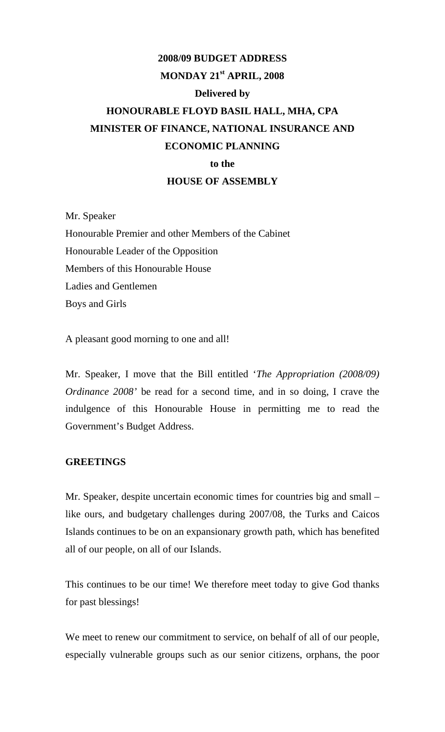# 2008/09 BUDGET ADDRESS

**MONDAY 21st APRIL, 2008**

**Delivered by**

**HONOURABLE FLOYD BASIL HALL, MHA, CPA**

**MINISTER OF FINANCE, NATIONAL INSURANCE AND ECONOMIC PLANNING**

**to the**

**HOUSE OF ASSEMBLY**

Mr. Speaker
Honourable Premier and other Members of the Cabinet
Honourable Leader of the Opposition
Members of this Honourable House
Ladies and Gentlemen
Boys and Girls

A pleasant good morning to one and all!

Mr. Speaker, I move that the Bill entitled '*The Appropriation (2008/09) Ordinance 2008'* be read for a second time, and in so doing, I crave the indulgence of this Honourable House in permitting me to read the Government's Budget Address.

## GREETINGS

Mr. Speaker, despite uncertain economic times for countries big and small – like ours, and budgetary challenges during 2007/08, the Turks and Caicos Islands continues to be on an expansionary growth path, which has benefited all of our people, on all of our Islands.

This continues to be our time! We therefore meet today to give God thanks for past blessings!

We meet to renew our commitment to service, on behalf of all of our people, especially vulnerable groups such as our senior citizens, orphans, the poor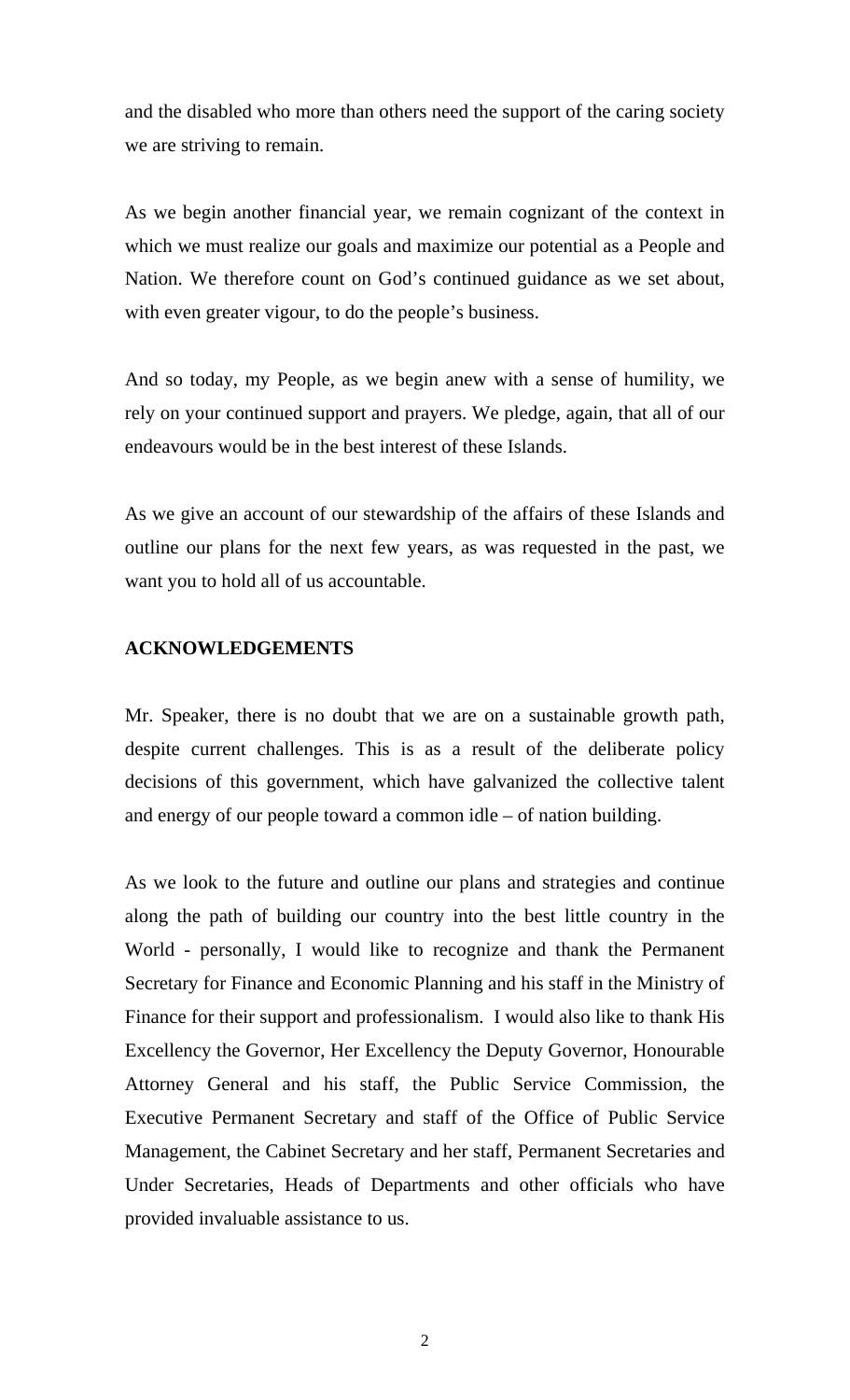and the disabled who more than others need the support of the caring society we are striving to remain.

As we begin another financial year, we remain cognizant of the context in which we must realize our goals and maximize our potential as a People and Nation. We therefore count on God's continued guidance as we set about, with even greater vigour, to do the people's business.

And so today, my People, as we begin anew with a sense of humility, we rely on your continued support and prayers. We pledge, again, that all of our endeavours would be in the best interest of these Islands.

As we give an account of our stewardship of the affairs of these Islands and outline our plans for the next few years, as was requested in the past, we want you to hold all of us accountable.

**ACKNOWLEDGEMENTS**

Mr. Speaker, there is no doubt that we are on a sustainable growth path, despite current challenges. This is as a result of the deliberate policy decisions of this government, which have galvanized the collective talent and energy of our people toward a common idle – of nation building.

As we look to the future and outline our plans and strategies and continue along the path of building our country into the best little country in the World - personally, I would like to recognize and thank the Permanent Secretary for Finance and Economic Planning and his staff in the Ministry of Finance for their support and professionalism. I would also like to thank His Excellency the Governor, Her Excellency the Deputy Governor, Honourable Attorney General and his staff, the Public Service Commission, the Executive Permanent Secretary and staff of the Office of Public Service Management, the Cabinet Secretary and her staff, Permanent Secretaries and Under Secretaries, Heads of Departments and other officials who have provided invaluable assistance to us.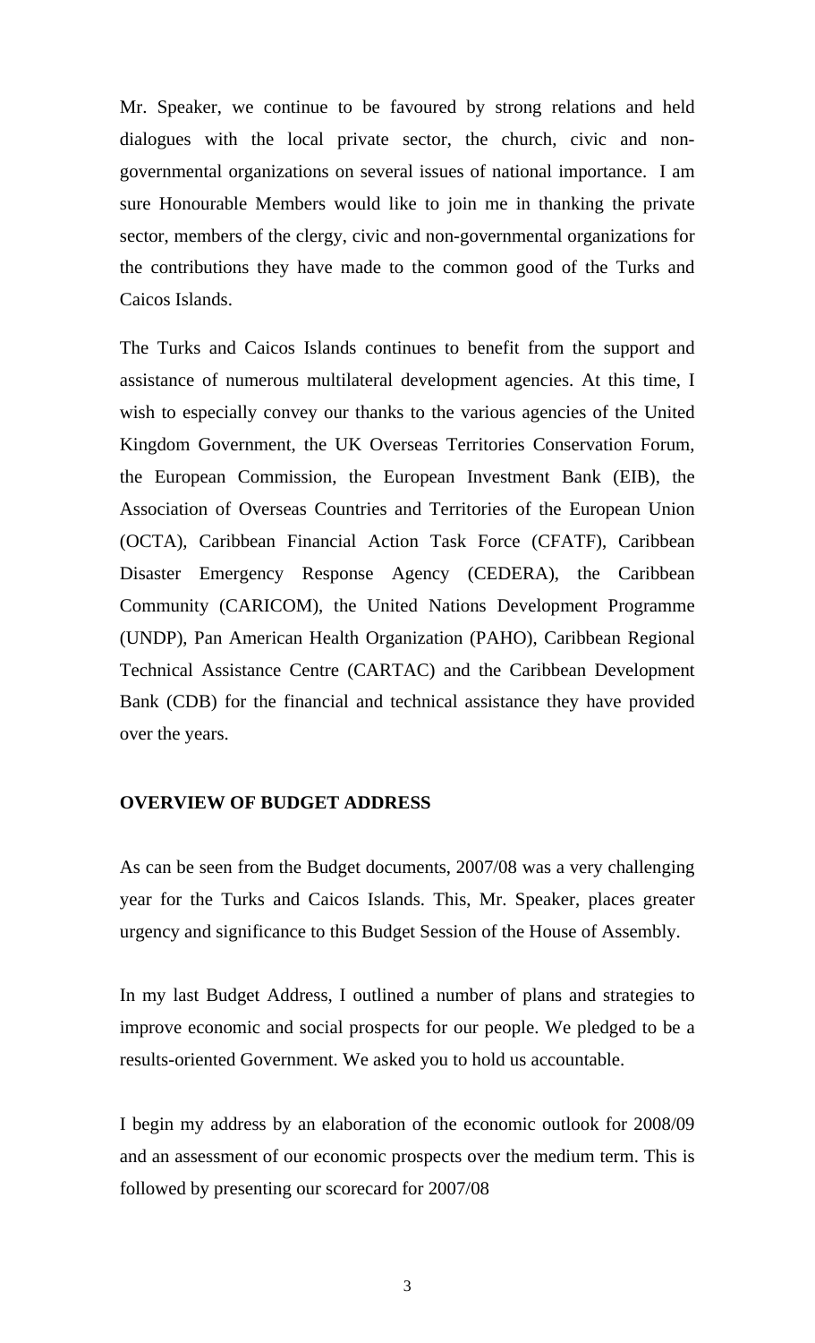Mr. Speaker, we continue to be favoured by strong relations and held dialogues with the local private sector, the church, civic and non-governmental organizations on several issues of national importance. I am sure Honourable Members would like to join me in thanking the private sector, members of the clergy, civic and non-governmental organizations for the contributions they have made to the common good of the Turks and Caicos Islands.

The Turks and Caicos Islands continues to benefit from the support and assistance of numerous multilateral development agencies. At this time, I wish to especially convey our thanks to the various agencies of the United Kingdom Government, the UK Overseas Territories Conservation Forum, the European Commission, the European Investment Bank (EIB), the Association of Overseas Countries and Territories of the European Union (OCTA), Caribbean Financial Action Task Force (CFATF), Caribbean Disaster Emergency Response Agency (CEDERA), the Caribbean Community (CARICOM), the United Nations Development Programme (UNDP), Pan American Health Organization (PAHO), Caribbean Regional Technical Assistance Centre (CARTAC) and the Caribbean Development Bank (CDB) for the financial and technical assistance they have provided over the years.

## OVERVIEW OF BUDGET ADDRESS

As can be seen from the Budget documents, 2007/08 was a very challenging year for the Turks and Caicos Islands. This, Mr. Speaker, places greater urgency and significance to this Budget Session of the House of Assembly.

In my last Budget Address, I outlined a number of plans and strategies to improve economic and social prospects for our people. We pledged to be a results-oriented Government. We asked you to hold us accountable.

I begin my address by an elaboration of the economic outlook for 2008/09 and an assessment of our economic prospects over the medium term. This is followed by presenting our scorecard for 2007/08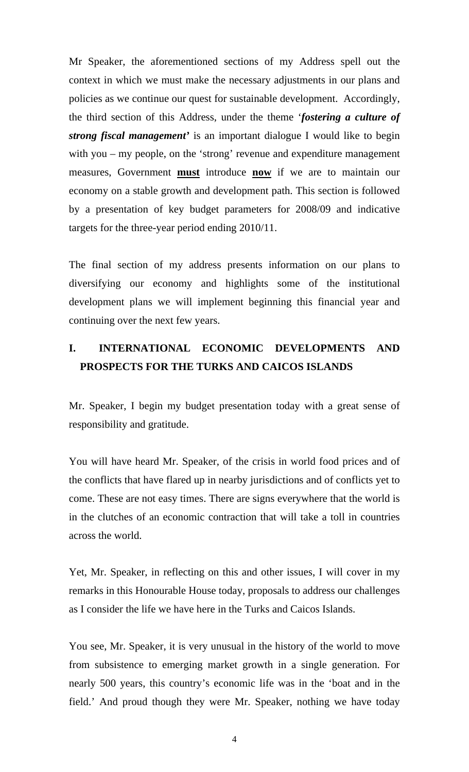Mr Speaker, the aforementioned sections of my Address spell out the context in which we must make the necessary adjustments in our plans and policies as we continue our quest for sustainable development. Accordingly, the third section of this Address, under the theme '***fostering a culture of strong fiscal management'*** is an important dialogue I would like to begin with you – my people, on the 'strong' revenue and expenditure management measures, Government **must** introduce **now** if we are to maintain our economy on a stable growth and development path. This section is followed by a presentation of key budget parameters for 2008/09 and indicative targets for the three-year period ending 2010/11.

The final section of my address presents information on our plans to diversifying our economy and highlights some of the institutional development plans we will implement beginning this financial year and continuing over the next few years.

## I. INTERNATIONAL ECONOMIC DEVELOPMENTS AND PROSPECTS FOR THE TURKS AND CAICOS ISLANDS

Mr. Speaker, I begin my budget presentation today with a great sense of responsibility and gratitude.

You will have heard Mr. Speaker, of the crisis in world food prices and of the conflicts that have flared up in nearby jurisdictions and of conflicts yet to come. These are not easy times. There are signs everywhere that the world is in the clutches of an economic contraction that will take a toll in countries across the world.

Yet, Mr. Speaker, in reflecting on this and other issues, I will cover in my remarks in this Honourable House today, proposals to address our challenges as I consider the life we have here in the Turks and Caicos Islands.

You see, Mr. Speaker, it is very unusual in the history of the world to move from subsistence to emerging market growth in a single generation. For nearly 500 years, this country's economic life was in the 'boat and in the field.' And proud though they were Mr. Speaker, nothing we have today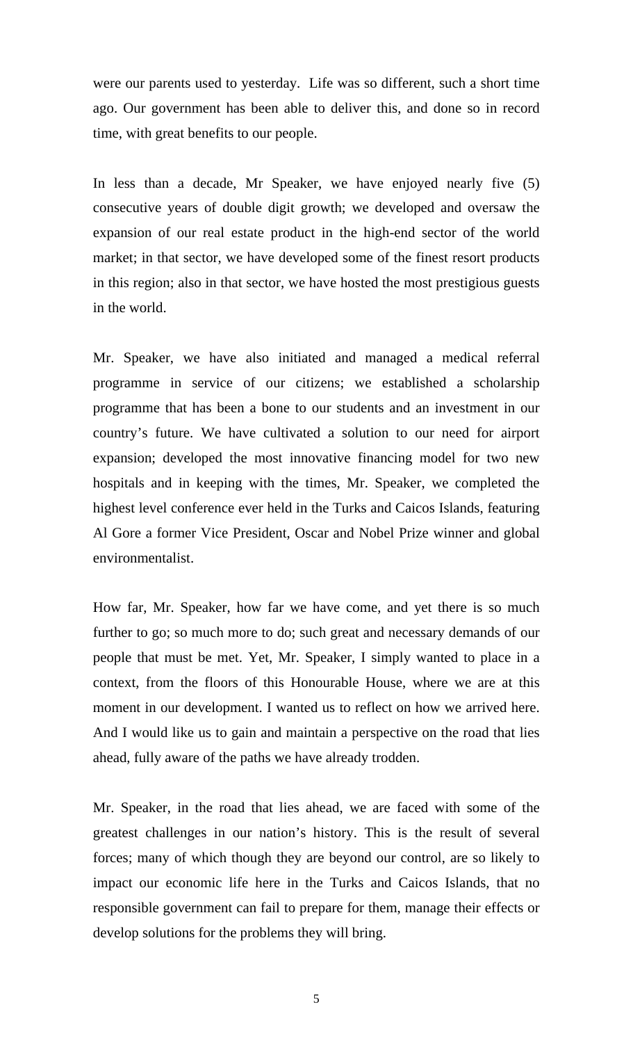were our parents used to yesterday. Life was so different, such a short time ago. Our government has been able to deliver this, and done so in record time, with great benefits to our people.

In less than a decade, Mr Speaker, we have enjoyed nearly five (5) consecutive years of double digit growth; we developed and oversaw the expansion of our real estate product in the high-end sector of the world market; in that sector, we have developed some of the finest resort products in this region; also in that sector, we have hosted the most prestigious guests in the world.

Mr. Speaker, we have also initiated and managed a medical referral programme in service of our citizens; we established a scholarship programme that has been a bone to our students and an investment in our country's future. We have cultivated a solution to our need for airport expansion; developed the most innovative financing model for two new hospitals and in keeping with the times, Mr. Speaker, we completed the highest level conference ever held in the Turks and Caicos Islands, featuring Al Gore a former Vice President, Oscar and Nobel Prize winner and global environmentalist.

How far, Mr. Speaker, how far we have come, and yet there is so much further to go; so much more to do; such great and necessary demands of our people that must be met. Yet, Mr. Speaker, I simply wanted to place in a context, from the floors of this Honourable House, where we are at this moment in our development. I wanted us to reflect on how we arrived here. And I would like us to gain and maintain a perspective on the road that lies ahead, fully aware of the paths we have already trodden.

Mr. Speaker, in the road that lies ahead, we are faced with some of the greatest challenges in our nation's history. This is the result of several forces; many of which though they are beyond our control, are so likely to impact our economic life here in the Turks and Caicos Islands, that no responsible government can fail to prepare for them, manage their effects or develop solutions for the problems they will bring.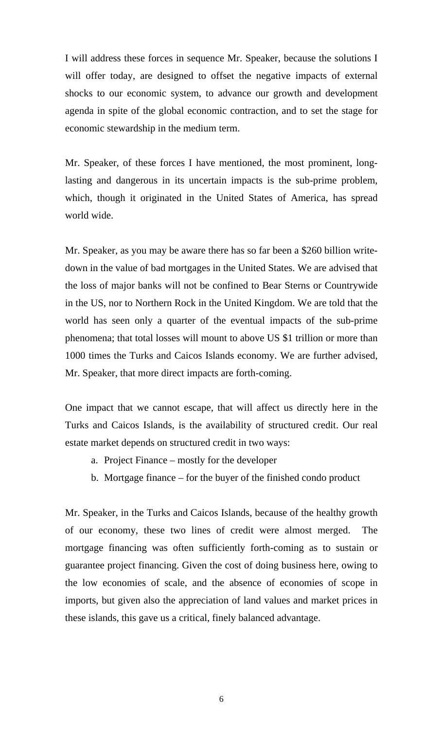I will address these forces in sequence Mr. Speaker, because the solutions I will offer today, are designed to offset the negative impacts of external shocks to our economic system, to advance our growth and development agenda in spite of the global economic contraction, and to set the stage for economic stewardship in the medium term.

Mr. Speaker, of these forces I have mentioned, the most prominent, long-lasting and dangerous in its uncertain impacts is the sub-prime problem, which, though it originated in the United States of America, has spread world wide.

Mr. Speaker, as you may be aware there has so far been a $260 billion write-down in the value of bad mortgages in the United States. We are advised that the loss of major banks will not be confined to Bear Sterns or Countrywide in the US, nor to Northern Rock in the United Kingdom. We are told that the world has seen only a quarter of the eventual impacts of the sub-prime phenomena; that total losses will mount to above US $1 trillion or more than 1000 times the Turks and Caicos Islands economy. We are further advised, Mr. Speaker, that more direct impacts are forth-coming.

One impact that we cannot escape, that will affect us directly here in the Turks and Caicos Islands, is the availability of structured credit. Our real estate market depends on structured credit in two ways:

a. Project Finance – mostly for the developer
b. Mortgage finance – for the buyer of the finished condo product

Mr. Speaker, in the Turks and Caicos Islands, because of the healthy growth of our economy, these two lines of credit were almost merged. The mortgage financing was often sufficiently forth-coming as to sustain or guarantee project financing. Given the cost of doing business here, owing to the low economies of scale, and the absence of economies of scope in imports, but given also the appreciation of land values and market prices in these islands, this gave us a critical, finely balanced advantage.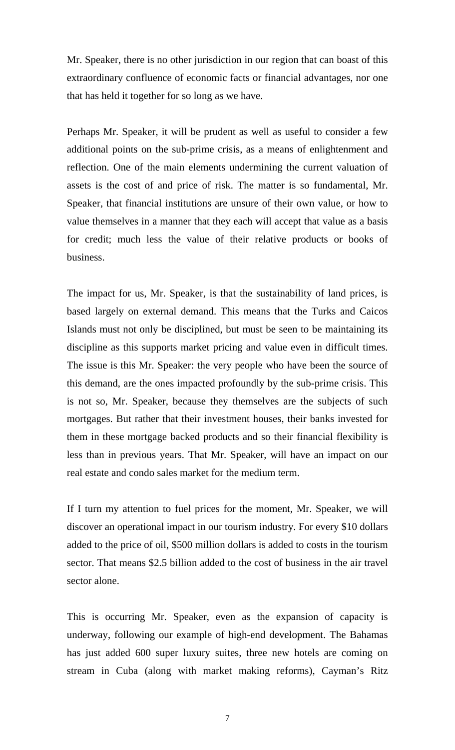Mr. Speaker, there is no other jurisdiction in our region that can boast of this extraordinary confluence of economic facts or financial advantages, nor one that has held it together for so long as we have.

Perhaps Mr. Speaker, it will be prudent as well as useful to consider a few additional points on the sub-prime crisis, as a means of enlightenment and reflection. One of the main elements undermining the current valuation of assets is the cost of and price of risk. The matter is so fundamental, Mr. Speaker, that financial institutions are unsure of their own value, or how to value themselves in a manner that they each will accept that value as a basis for credit; much less the value of their relative products or books of business.

The impact for us, Mr. Speaker, is that the sustainability of land prices, is based largely on external demand. This means that the Turks and Caicos Islands must not only be disciplined, but must be seen to be maintaining its discipline as this supports market pricing and value even in difficult times. The issue is this Mr. Speaker: the very people who have been the source of this demand, are the ones impacted profoundly by the sub-prime crisis. This is not so, Mr. Speaker, because they themselves are the subjects of such mortgages. But rather that their investment houses, their banks invested for them in these mortgage backed products and so their financial flexibility is less than in previous years. That Mr. Speaker, will have an impact on our real estate and condo sales market for the medium term.

If I turn my attention to fuel prices for the moment, Mr. Speaker, we will discover an operational impact in our tourism industry. For every $10 dollars added to the price of oil, $500 million dollars is added to costs in the tourism sector. That means $2.5 billion added to the cost of business in the air travel sector alone.

This is occurring Mr. Speaker, even as the expansion of capacity is underway, following our example of high-end development. The Bahamas has just added 600 super luxury suites, three new hotels are coming on stream in Cuba (along with market making reforms), Cayman's Ritz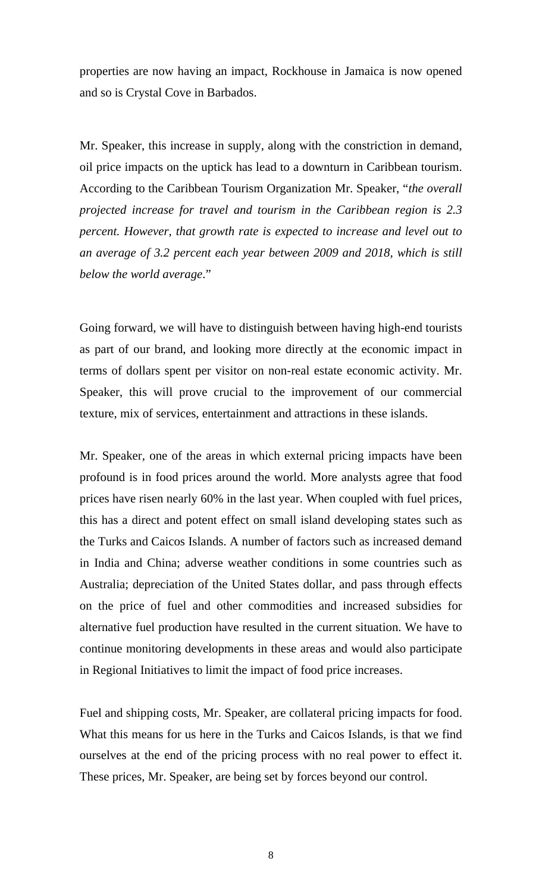properties are now having an impact, Rockhouse in Jamaica is now opened and so is Crystal Cove in Barbados.

Mr. Speaker, this increase in supply, along with the constriction in demand, oil price impacts on the uptick has lead to a downturn in Caribbean tourism. According to the Caribbean Tourism Organization Mr. Speaker, "*the overall projected increase for travel and tourism in the Caribbean region is 2.3 percent. However, that growth rate is expected to increase and level out to an average of 3.2 percent each year between 2009 and 2018, which is still below the world average*."

Going forward, we will have to distinguish between having high-end tourists as part of our brand, and looking more directly at the economic impact in terms of dollars spent per visitor on non-real estate economic activity. Mr. Speaker, this will prove crucial to the improvement of our commercial texture, mix of services, entertainment and attractions in these islands.

Mr. Speaker, one of the areas in which external pricing impacts have been profound is in food prices around the world. More analysts agree that food prices have risen nearly 60% in the last year. When coupled with fuel prices, this has a direct and potent effect on small island developing states such as the Turks and Caicos Islands. A number of factors such as increased demand in India and China; adverse weather conditions in some countries such as Australia; depreciation of the United States dollar, and pass through effects on the price of fuel and other commodities and increased subsidies for alternative fuel production have resulted in the current situation. We have to continue monitoring developments in these areas and would also participate in Regional Initiatives to limit the impact of food price increases.

Fuel and shipping costs, Mr. Speaker, are collateral pricing impacts for food. What this means for us here in the Turks and Caicos Islands, is that we find ourselves at the end of the pricing process with no real power to effect it. These prices, Mr. Speaker, are being set by forces beyond our control.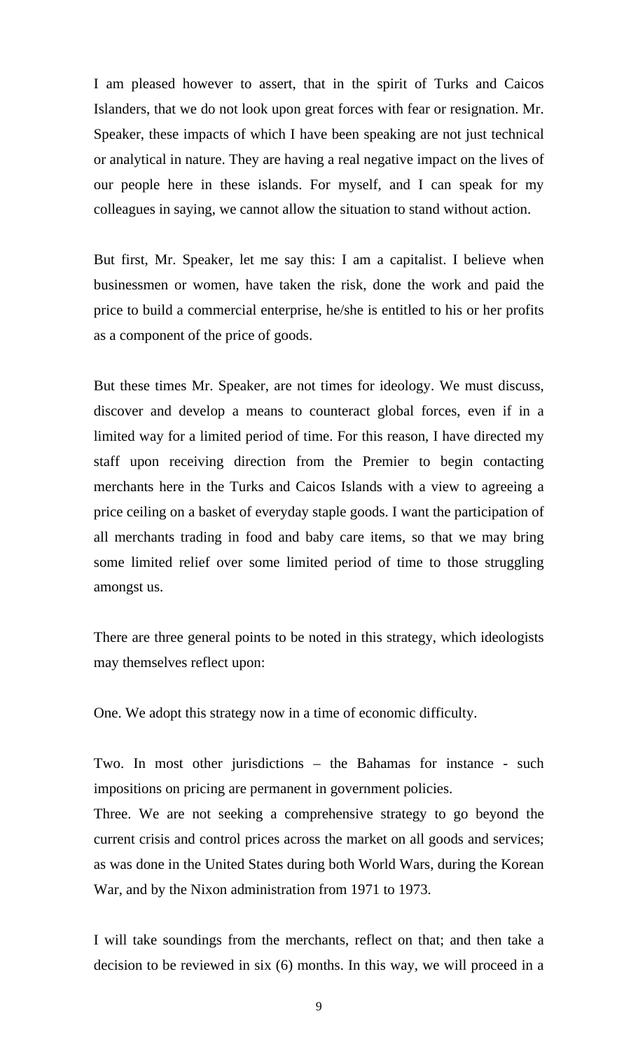I am pleased however to assert, that in the spirit of Turks and Caicos Islanders, that we do not look upon great forces with fear or resignation. Mr. Speaker, these impacts of which I have been speaking are not just technical or analytical in nature. They are having a real negative impact on the lives of our people here in these islands. For myself, and I can speak for my colleagues in saying, we cannot allow the situation to stand without action.

But first, Mr. Speaker, let me say this: I am a capitalist. I believe when businessmen or women, have taken the risk, done the work and paid the price to build a commercial enterprise, he/she is entitled to his or her profits as a component of the price of goods.

But these times Mr. Speaker, are not times for ideology. We must discuss, discover and develop a means to counteract global forces, even if in a limited way for a limited period of time. For this reason, I have directed my staff upon receiving direction from the Premier to begin contacting merchants here in the Turks and Caicos Islands with a view to agreeing a price ceiling on a basket of everyday staple goods. I want the participation of all merchants trading in food and baby care items, so that we may bring some limited relief over some limited period of time to those struggling amongst us.

There are three general points to be noted in this strategy, which ideologists may themselves reflect upon:

One. We adopt this strategy now in a time of economic difficulty.

Two. In most other jurisdictions – the Bahamas for instance - such impositions on pricing are permanent in government policies.

Three. We are not seeking a comprehensive strategy to go beyond the current crisis and control prices across the market on all goods and services; as was done in the United States during both World Wars, during the Korean War, and by the Nixon administration from 1971 to 1973.

I will take soundings from the merchants, reflect on that; and then take a decision to be reviewed in six (6) months. In this way, we will proceed in a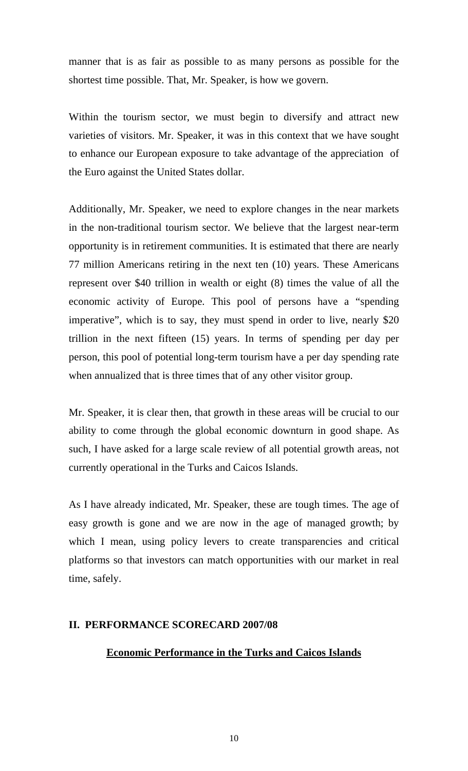manner that is as fair as possible to as many persons as possible for the shortest time possible. That, Mr. Speaker, is how we govern.

Within the tourism sector, we must begin to diversify and attract new varieties of visitors. Mr. Speaker, it was in this context that we have sought to enhance our European exposure to take advantage of the appreciation of the Euro against the United States dollar.

Additionally, Mr. Speaker, we need to explore changes in the near markets in the non-traditional tourism sector. We believe that the largest near-term opportunity is in retirement communities. It is estimated that there are nearly 77 million Americans retiring in the next ten (10) years. These Americans represent over $40 trillion in wealth or eight (8) times the value of all the economic activity of Europe. This pool of persons have a "spending imperative", which is to say, they must spend in order to live, nearly $20 trillion in the next fifteen (15) years. In terms of spending per day per person, this pool of potential long-term tourism have a per day spending rate when annualized that is three times that of any other visitor group.

Mr. Speaker, it is clear then, that growth in these areas will be crucial to our ability to come through the global economic downturn in good shape. As such, I have asked for a large scale review of all potential growth areas, not currently operational in the Turks and Caicos Islands.

As I have already indicated, Mr. Speaker, these are tough times. The age of easy growth is gone and we are now in the age of managed growth; by which I mean, using policy levers to create transparencies and critical platforms so that investors can match opportunities with our market in real time, safely.

## II. PERFORMANCE SCORECARD 2007/08

### Economic Performance in the Turks and Caicos Islands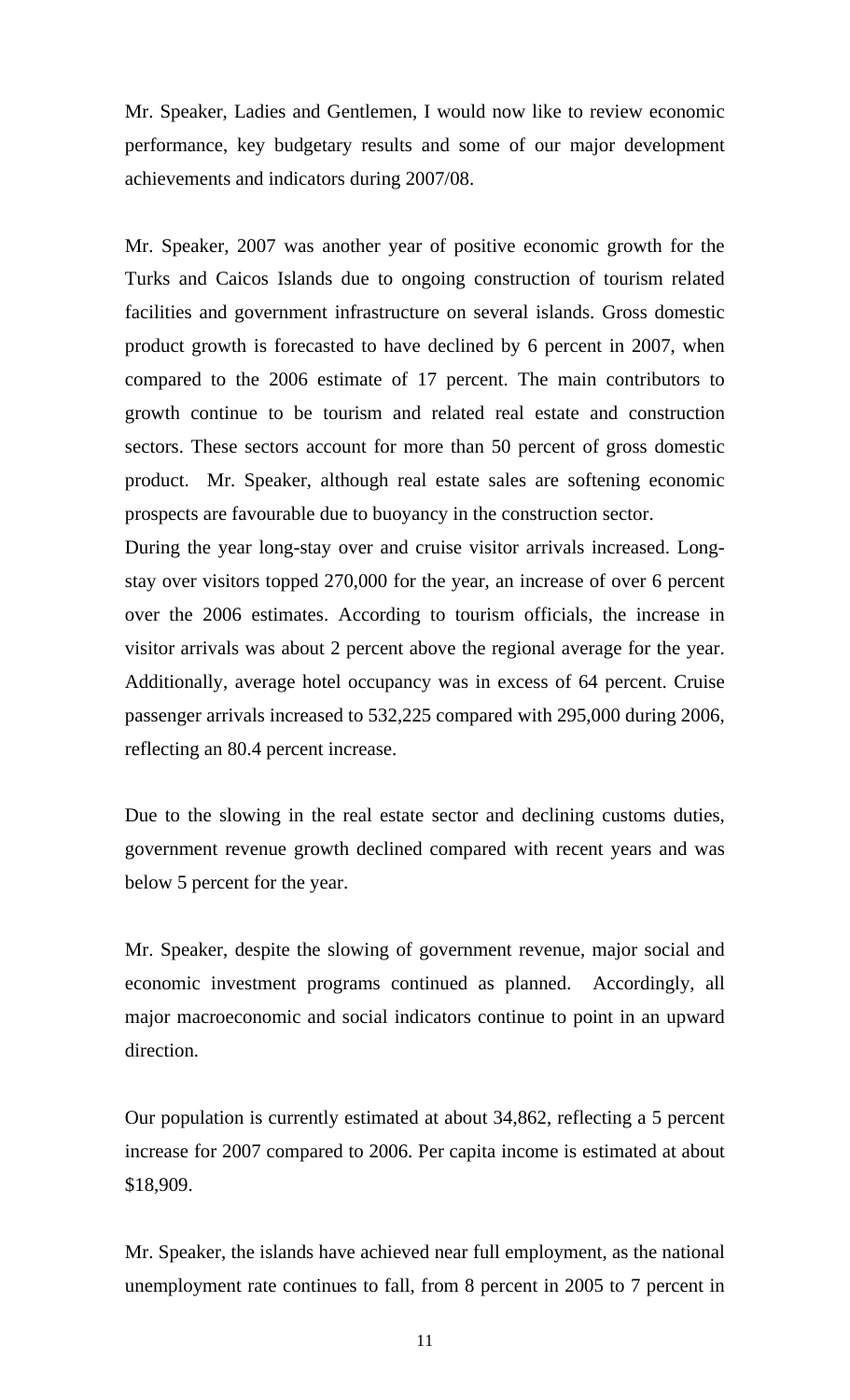Mr. Speaker, Ladies and Gentlemen, I would now like to review economic performance, key budgetary results and some of our major development achievements and indicators during 2007/08.

Mr. Speaker, 2007 was another year of positive economic growth for the Turks and Caicos Islands due to ongoing construction of tourism related facilities and government infrastructure on several islands. Gross domestic product growth is forecasted to have declined by 6 percent in 2007, when compared to the 2006 estimate of 17 percent. The main contributors to growth continue to be tourism and related real estate and construction sectors. These sectors account for more than 50 percent of gross domestic product. Mr. Speaker, although real estate sales are softening economic prospects are favourable due to buoyancy in the construction sector.

During the year long-stay over and cruise visitor arrivals increased. Long-stay over visitors topped 270,000 for the year, an increase of over 6 percent over the 2006 estimates. According to tourism officials, the increase in visitor arrivals was about 2 percent above the regional average for the year. Additionally, average hotel occupancy was in excess of 64 percent. Cruise passenger arrivals increased to 532,225 compared with 295,000 during 2006, reflecting an 80.4 percent increase.

Due to the slowing in the real estate sector and declining customs duties, government revenue growth declined compared with recent years and was below 5 percent for the year.

Mr. Speaker, despite the slowing of government revenue, major social and economic investment programs continued as planned. Accordingly, all major macroeconomic and social indicators continue to point in an upward direction.

Our population is currently estimated at about 34,862, reflecting a 5 percent increase for 2007 compared to 2006. Per capita income is estimated at about $18,909.

Mr. Speaker, the islands have achieved near full employment, as the national unemployment rate continues to fall, from 8 percent in 2005 to 7 percent in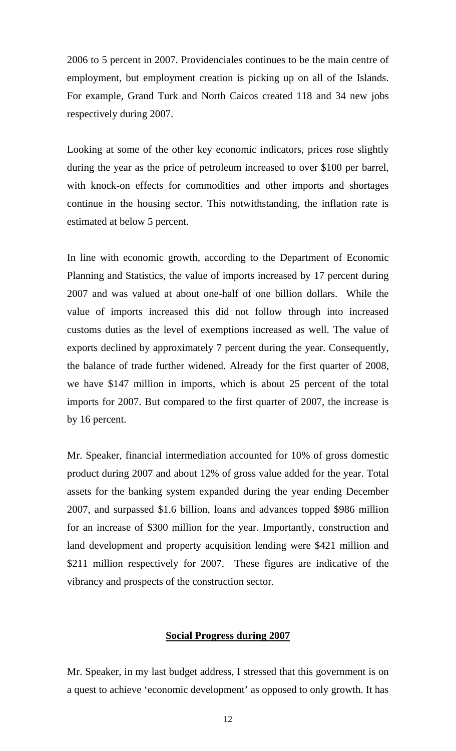2006 to 5 percent in 2007. Providenciales continues to be the main centre of employment, but employment creation is picking up on all of the Islands. For example, Grand Turk and North Caicos created 118 and 34 new jobs respectively during 2007.

Looking at some of the other key economic indicators, prices rose slightly during the year as the price of petroleum increased to over $100 per barrel, with knock-on effects for commodities and other imports and shortages continue in the housing sector. This notwithstanding, the inflation rate is estimated at below 5 percent.

In line with economic growth, according to the Department of Economic Planning and Statistics, the value of imports increased by 17 percent during 2007 and was valued at about one-half of one billion dollars. While the value of imports increased this did not follow through into increased customs duties as the level of exemptions increased as well. The value of exports declined by approximately 7 percent during the year. Consequently, the balance of trade further widened. Already for the first quarter of 2008, we have $147 million in imports, which is about 25 percent of the total imports for 2007. But compared to the first quarter of 2007, the increase is by 16 percent.

Mr. Speaker, financial intermediation accounted for 10% of gross domestic product during 2007 and about 12% of gross value added for the year. Total assets for the banking system expanded during the year ending December 2007, and surpassed $1.6 billion, loans and advances topped $986 million for an increase of $300 million for the year. Importantly, construction and land development and property acquisition lending were $421 million and $211 million respectively for 2007. These figures are indicative of the vibrancy and prospects of the construction sector.

## Social Progress during 2007

Mr. Speaker, in my last budget address, I stressed that this government is on a quest to achieve 'economic development' as opposed to only growth. It has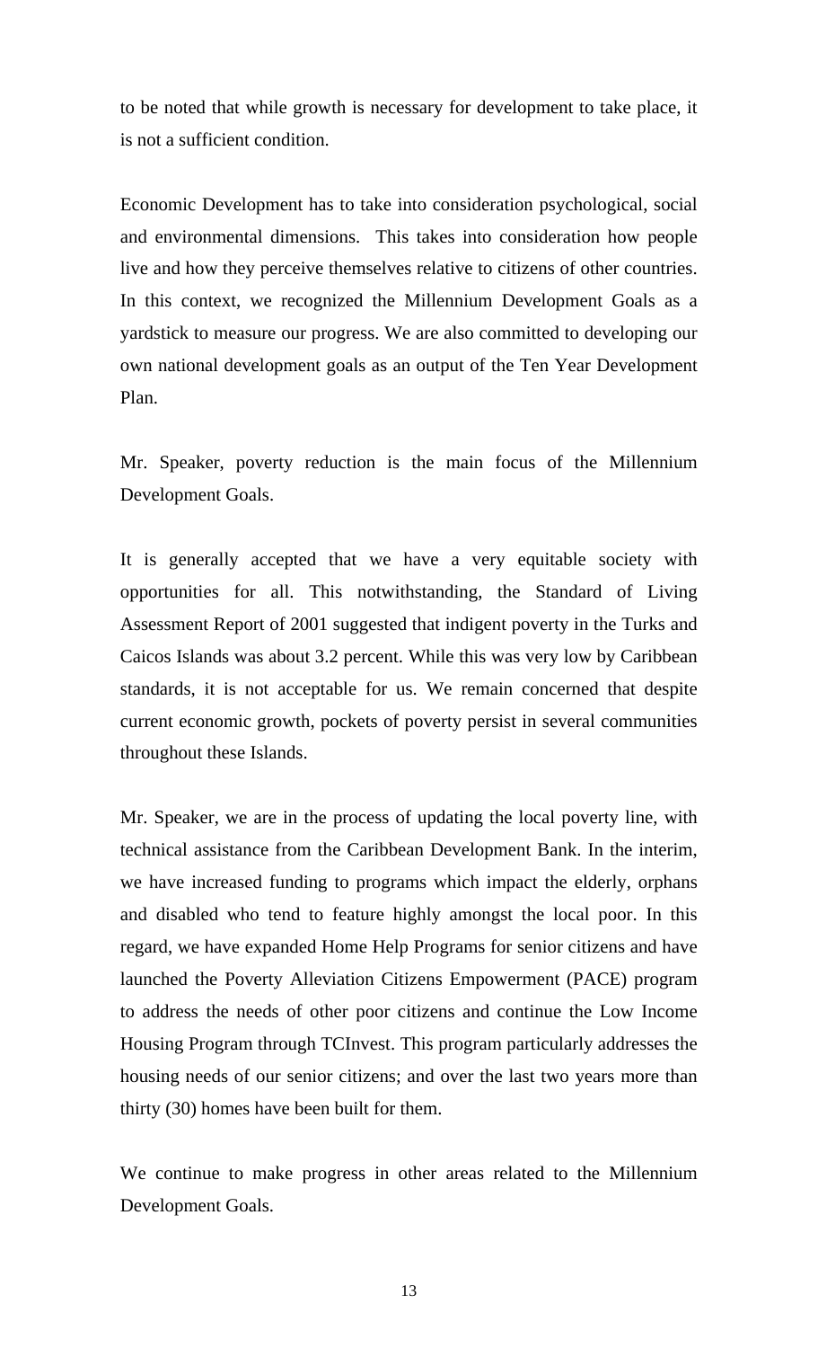to be noted that while growth is necessary for development to take place, it is not a sufficient condition.

Economic Development has to take into consideration psychological, social and environmental dimensions. This takes into consideration how people live and how they perceive themselves relative to citizens of other countries. In this context, we recognized the Millennium Development Goals as a yardstick to measure our progress. We are also committed to developing our own national development goals as an output of the Ten Year Development Plan.

Mr. Speaker, poverty reduction is the main focus of the Millennium Development Goals.

It is generally accepted that we have a very equitable society with opportunities for all. This notwithstanding, the Standard of Living Assessment Report of 2001 suggested that indigent poverty in the Turks and Caicos Islands was about 3.2 percent. While this was very low by Caribbean standards, it is not acceptable for us. We remain concerned that despite current economic growth, pockets of poverty persist in several communities throughout these Islands.

Mr. Speaker, we are in the process of updating the local poverty line, with technical assistance from the Caribbean Development Bank. In the interim, we have increased funding to programs which impact the elderly, orphans and disabled who tend to feature highly amongst the local poor. In this regard, we have expanded Home Help Programs for senior citizens and have launched the Poverty Alleviation Citizens Empowerment (PACE) program to address the needs of other poor citizens and continue the Low Income Housing Program through TCInvest. This program particularly addresses the housing needs of our senior citizens; and over the last two years more than thirty (30) homes have been built for them.

We continue to make progress in other areas related to the Millennium Development Goals.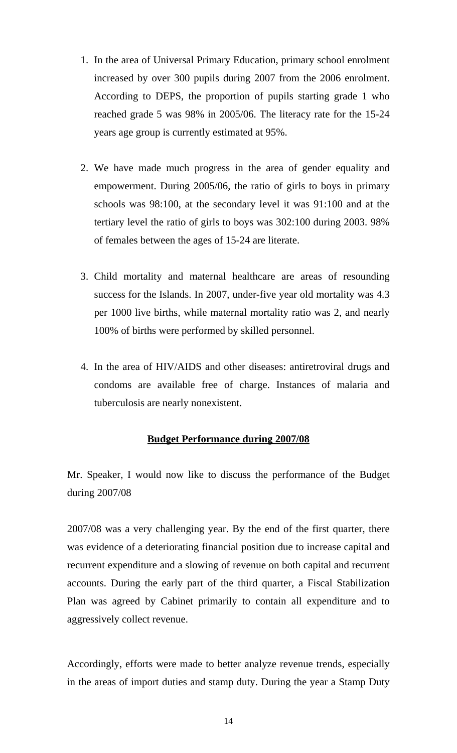1. In the area of Universal Primary Education, primary school enrolment increased by over 300 pupils during 2007 from the 2006 enrolment. According to DEPS, the proportion of pupils starting grade 1 who reached grade 5 was 98% in 2005/06. The literacy rate for the 15-24 years age group is currently estimated at 95%.

2. We have made much progress in the area of gender equality and empowerment. During 2005/06, the ratio of girls to boys in primary schools was 98:100, at the secondary level it was 91:100 and at the tertiary level the ratio of girls to boys was 302:100 during 2003. 98% of females between the ages of 15-24 are literate.

3. Child mortality and maternal healthcare are areas of resounding success for the Islands. In 2007, under-five year old mortality was 4.3 per 1000 live births, while maternal mortality ratio was 2, and nearly 100% of births were performed by skilled personnel.

4. In the area of HIV/AIDS and other diseases: antiretroviral drugs and condoms are available free of charge. Instances of malaria and tuberculosis are nearly nonexistent.

## Budget Performance during 2007/08

Mr. Speaker, I would now like to discuss the performance of the Budget during 2007/08

2007/08 was a very challenging year. By the end of the first quarter, there was evidence of a deteriorating financial position due to increase capital and recurrent expenditure and a slowing of revenue on both capital and recurrent accounts. During the early part of the third quarter, a Fiscal Stabilization Plan was agreed by Cabinet primarily to contain all expenditure and to aggressively collect revenue.

Accordingly, efforts were made to better analyze revenue trends, especially in the areas of import duties and stamp duty. During the year a Stamp Duty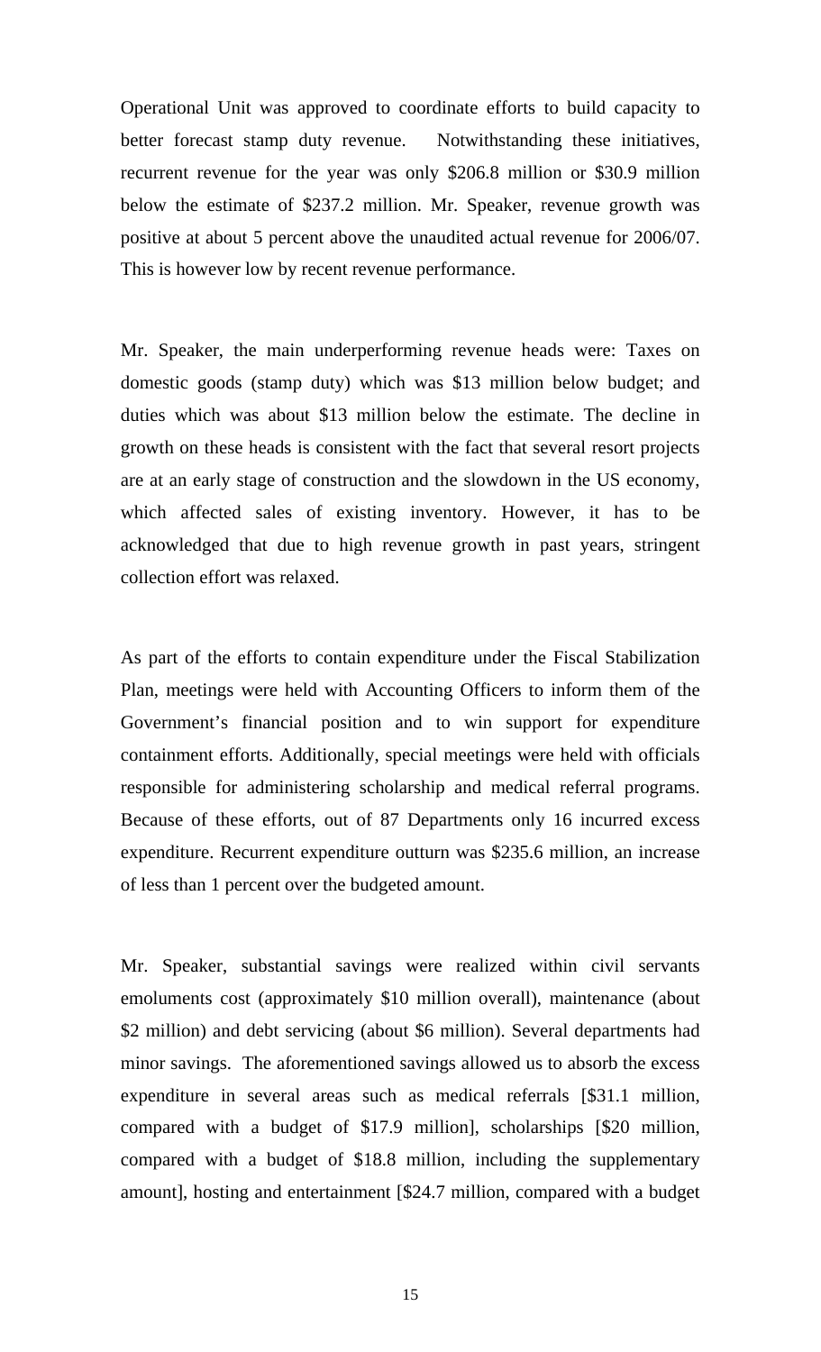Operational Unit was approved to coordinate efforts to build capacity to better forecast stamp duty revenue. Notwithstanding these initiatives, recurrent revenue for the year was only $206.8 million or $30.9 million below the estimate of $237.2 million. Mr. Speaker, revenue growth was positive at about 5 percent above the unaudited actual revenue for 2006/07. This is however low by recent revenue performance.

Mr. Speaker, the main underperforming revenue heads were: Taxes on domestic goods (stamp duty) which was $13 million below budget; and duties which was about $13 million below the estimate. The decline in growth on these heads is consistent with the fact that several resort projects are at an early stage of construction and the slowdown in the US economy, which affected sales of existing inventory. However, it has to be acknowledged that due to high revenue growth in past years, stringent collection effort was relaxed.

As part of the efforts to contain expenditure under the Fiscal Stabilization Plan, meetings were held with Accounting Officers to inform them of the Government's financial position and to win support for expenditure containment efforts. Additionally, special meetings were held with officials responsible for administering scholarship and medical referral programs. Because of these efforts, out of 87 Departments only 16 incurred excess expenditure. Recurrent expenditure outturn was $235.6 million, an increase of less than 1 percent over the budgeted amount.

Mr. Speaker, substantial savings were realized within civil servants emoluments cost (approximately $10 million overall), maintenance (about $2 million) and debt servicing (about $6 million). Several departments had minor savings. The aforementioned savings allowed us to absorb the excess expenditure in several areas such as medical referrals [$31.1 million, compared with a budget of $17.9 million], scholarships [$20 million, compared with a budget of $18.8 million, including the supplementary amount], hosting and entertainment [$24.7 million, compared with a budget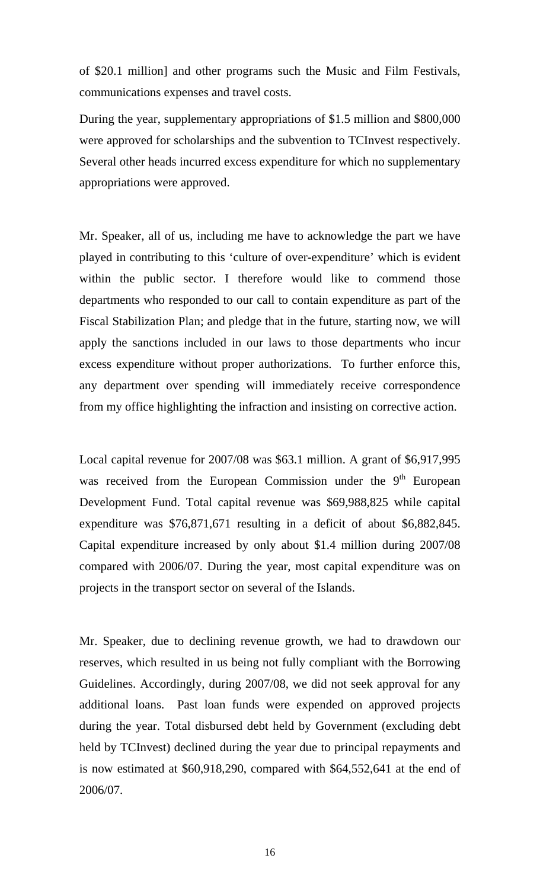of $20.1 million] and other programs such the Music and Film Festivals, communications expenses and travel costs.

During the year, supplementary appropriations of $1.5 million and $800,000 were approved for scholarships and the subvention to TCInvest respectively. Several other heads incurred excess expenditure for which no supplementary appropriations were approved.

Mr. Speaker, all of us, including me have to acknowledge the part we have played in contributing to this 'culture of over-expenditure' which is evident within the public sector. I therefore would like to commend those departments who responded to our call to contain expenditure as part of the Fiscal Stabilization Plan; and pledge that in the future, starting now, we will apply the sanctions included in our laws to those departments who incur excess expenditure without proper authorizations. To further enforce this, any department over spending will immediately receive correspondence from my office highlighting the infraction and insisting on corrective action.

Local capital revenue for 2007/08 was $63.1 million. A grant of $6,917,995 was received from the European Commission under the 9th European Development Fund. Total capital revenue was $69,988,825 while capital expenditure was $76,871,671 resulting in a deficit of about $6,882,845. Capital expenditure increased by only about $1.4 million during 2007/08 compared with 2006/07. During the year, most capital expenditure was on projects in the transport sector on several of the Islands.

Mr. Speaker, due to declining revenue growth, we had to drawdown our reserves, which resulted in us being not fully compliant with the Borrowing Guidelines. Accordingly, during 2007/08, we did not seek approval for any additional loans. Past loan funds were expended on approved projects during the year. Total disbursed debt held by Government (excluding debt held by TCInvest) declined during the year due to principal repayments and is now estimated at $60,918,290, compared with $64,552,641 at the end of 2006/07.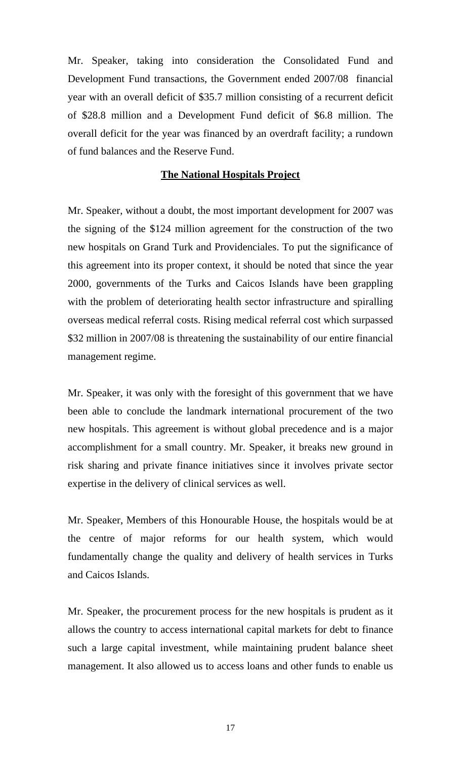Mr. Speaker, taking into consideration the Consolidated Fund and Development Fund transactions, the Government ended 2007/08 financial year with an overall deficit of $35.7 million consisting of a recurrent deficit of $28.8 million and a Development Fund deficit of $6.8 million. The overall deficit for the year was financed by an overdraft facility; a rundown of fund balances and the Reserve Fund.

## The National Hospitals Project

Mr. Speaker, without a doubt, the most important development for 2007 was the signing of the $124 million agreement for the construction of the two new hospitals on Grand Turk and Providenciales. To put the significance of this agreement into its proper context, it should be noted that since the year 2000, governments of the Turks and Caicos Islands have been grappling with the problem of deteriorating health sector infrastructure and spiralling overseas medical referral costs. Rising medical referral cost which surpassed $32 million in 2007/08 is threatening the sustainability of our entire financial management regime.

Mr. Speaker, it was only with the foresight of this government that we have been able to conclude the landmark international procurement of the two new hospitals. This agreement is without global precedence and is a major accomplishment for a small country. Mr. Speaker, it breaks new ground in risk sharing and private finance initiatives since it involves private sector expertise in the delivery of clinical services as well.

Mr. Speaker, Members of this Honourable House, the hospitals would be at the centre of major reforms for our health system, which would fundamentally change the quality and delivery of health services in Turks and Caicos Islands.

Mr. Speaker, the procurement process for the new hospitals is prudent as it allows the country to access international capital markets for debt to finance such a large capital investment, while maintaining prudent balance sheet management. It also allowed us to access loans and other funds to enable us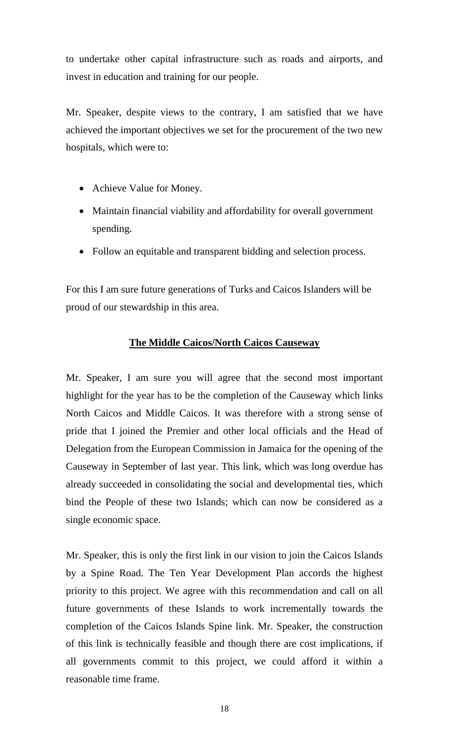to undertake other capital infrastructure such as roads and airports, and invest in education and training for our people.

Mr. Speaker, despite views to the contrary, I am satisfied that we have achieved the important objectives we set for the procurement of the two new hospitals, which were to:

- Achieve Value for Money.
- Maintain financial viability and affordability for overall government spending.
- Follow an equitable and transparent bidding and selection process.

For this I am sure future generations of Turks and Caicos Islanders will be proud of our stewardship in this area.

## The Middle Caicos/North Caicos Causeway

Mr. Speaker, I am sure you will agree that the second most important highlight for the year has to be the completion of the Causeway which links North Caicos and Middle Caicos. It was therefore with a strong sense of pride that I joined the Premier and other local officials and the Head of Delegation from the European Commission in Jamaica for the opening of the Causeway in September of last year. This link, which was long overdue has already succeeded in consolidating the social and developmental ties, which bind the People of these two Islands; which can now be considered as a single economic space.

Mr. Speaker, this is only the first link in our vision to join the Caicos Islands by a Spine Road. The Ten Year Development Plan accords the highest priority to this project. We agree with this recommendation and call on all future governments of these Islands to work incrementally towards the completion of the Caicos Islands Spine link. Mr. Speaker, the construction of this link is technically feasible and though there are cost implications, if all governments commit to this project, we could afford it within a reasonable time frame.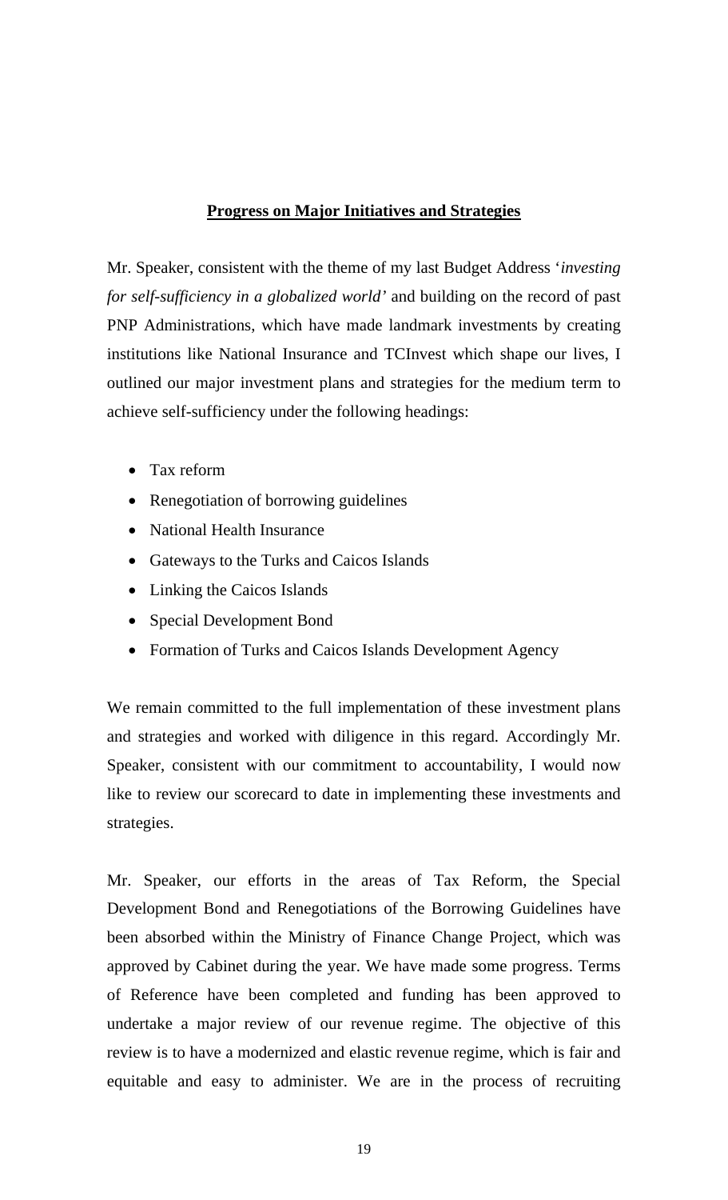## **Progress on Major Initiatives and Strategies**

Mr. Speaker, consistent with the theme of my last Budget Address '*investing for self-sufficiency in a globalized world*' and building on the record of past PNP Administrations, which have made landmark investments by creating institutions like National Insurance and TCInvest which shape our lives, I outlined our major investment plans and strategies for the medium term to achieve self-sufficiency under the following headings:

- Tax reform
- Renegotiation of borrowing guidelines
- National Health Insurance
- Gateways to the Turks and Caicos Islands
- Linking the Caicos Islands
- Special Development Bond
- Formation of Turks and Caicos Islands Development Agency

We remain committed to the full implementation of these investment plans and strategies and worked with diligence in this regard. Accordingly Mr. Speaker, consistent with our commitment to accountability, I would now like to review our scorecard to date in implementing these investments and strategies.

Mr. Speaker, our efforts in the areas of Tax Reform, the Special Development Bond and Renegotiations of the Borrowing Guidelines have been absorbed within the Ministry of Finance Change Project, which was approved by Cabinet during the year. We have made some progress. Terms of Reference have been completed and funding has been approved to undertake a major review of our revenue regime. The objective of this review is to have a modernized and elastic revenue regime, which is fair and equitable and easy to administer. We are in the process of recruiting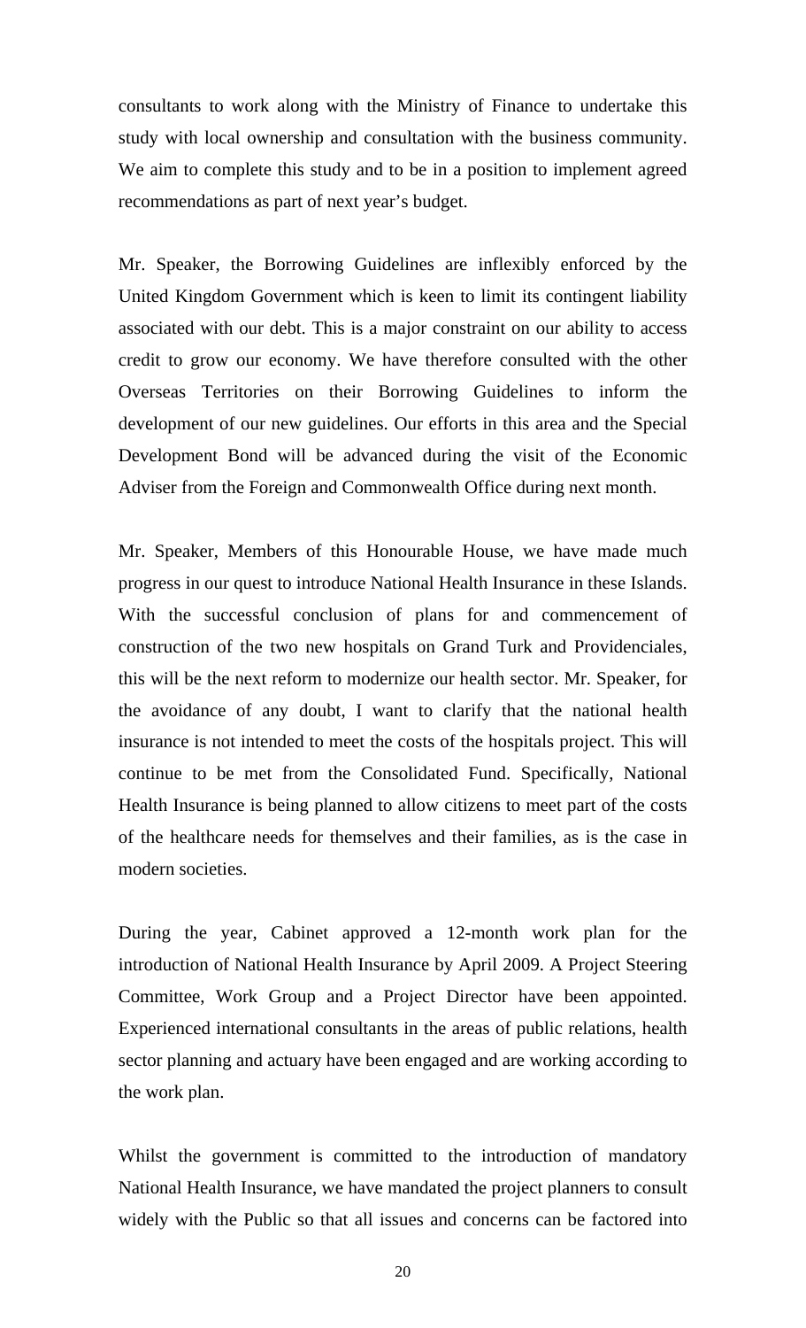consultants to work along with the Ministry of Finance to undertake this study with local ownership and consultation with the business community. We aim to complete this study and to be in a position to implement agreed recommendations as part of next year's budget.

Mr. Speaker, the Borrowing Guidelines are inflexibly enforced by the United Kingdom Government which is keen to limit its contingent liability associated with our debt. This is a major constraint on our ability to access credit to grow our economy. We have therefore consulted with the other Overseas Territories on their Borrowing Guidelines to inform the development of our new guidelines. Our efforts in this area and the Special Development Bond will be advanced during the visit of the Economic Adviser from the Foreign and Commonwealth Office during next month.

Mr. Speaker, Members of this Honourable House, we have made much progress in our quest to introduce National Health Insurance in these Islands. With the successful conclusion of plans for and commencement of construction of the two new hospitals on Grand Turk and Providenciales, this will be the next reform to modernize our health sector. Mr. Speaker, for the avoidance of any doubt, I want to clarify that the national health insurance is not intended to meet the costs of the hospitals project. This will continue to be met from the Consolidated Fund. Specifically, National Health Insurance is being planned to allow citizens to meet part of the costs of the healthcare needs for themselves and their families, as is the case in modern societies.

During the year, Cabinet approved a 12-month work plan for the introduction of National Health Insurance by April 2009. A Project Steering Committee, Work Group and a Project Director have been appointed. Experienced international consultants in the areas of public relations, health sector planning and actuary have been engaged and are working according to the work plan.

Whilst the government is committed to the introduction of mandatory National Health Insurance, we have mandated the project planners to consult widely with the Public so that all issues and concerns can be factored into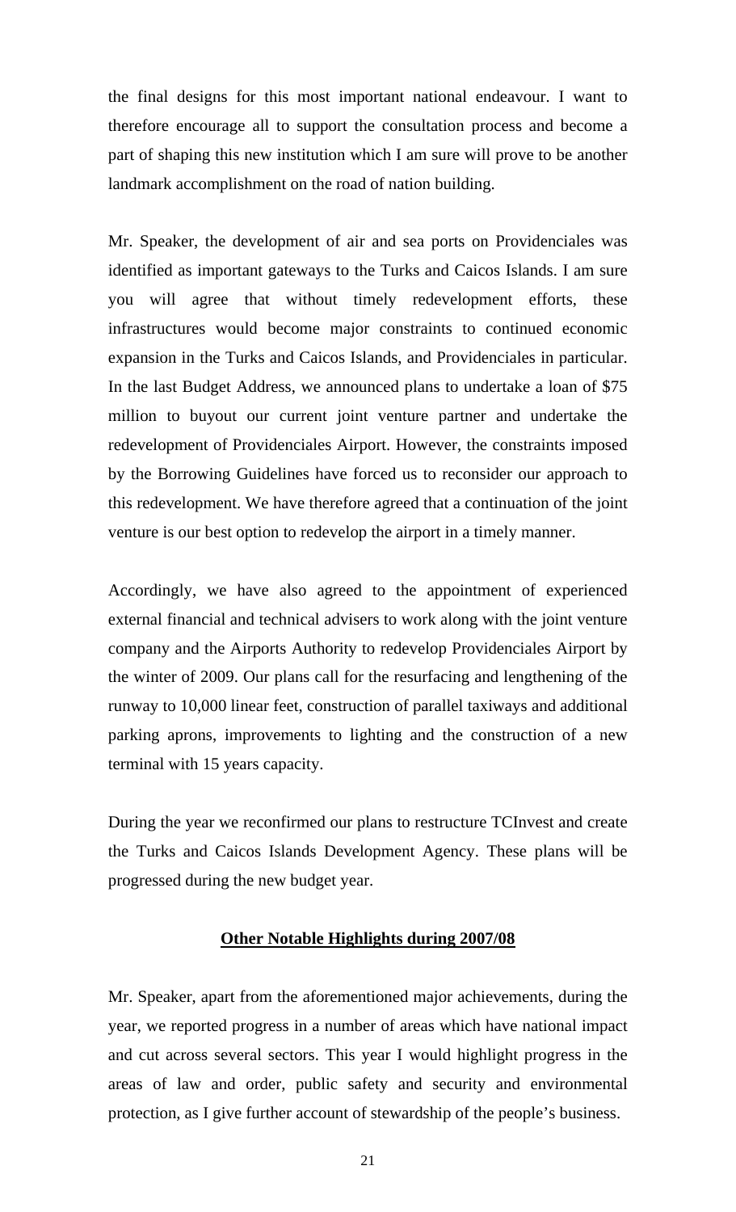the final designs for this most important national endeavour. I want to therefore encourage all to support the consultation process and become a part of shaping this new institution which I am sure will prove to be another landmark accomplishment on the road of nation building.

Mr. Speaker, the development of air and sea ports on Providenciales was identified as important gateways to the Turks and Caicos Islands. I am sure you will agree that without timely redevelopment efforts, these infrastructures would become major constraints to continued economic expansion in the Turks and Caicos Islands, and Providenciales in particular. In the last Budget Address, we announced plans to undertake a loan of $75 million to buyout our current joint venture partner and undertake the redevelopment of Providenciales Airport. However, the constraints imposed by the Borrowing Guidelines have forced us to reconsider our approach to this redevelopment. We have therefore agreed that a continuation of the joint venture is our best option to redevelop the airport in a timely manner.

Accordingly, we have also agreed to the appointment of experienced external financial and technical advisers to work along with the joint venture company and the Airports Authority to redevelop Providenciales Airport by the winter of 2009. Our plans call for the resurfacing and lengthening of the runway to 10,000 linear feet, construction of parallel taxiways and additional parking aprons, improvements to lighting and the construction of a new terminal with 15 years capacity.

During the year we reconfirmed our plans to restructure TCInvest and create the Turks and Caicos Islands Development Agency. These plans will be progressed during the new budget year.

## Other Notable Highlights during 2007/08

Mr. Speaker, apart from the aforementioned major achievements, during the year, we reported progress in a number of areas which have national impact and cut across several sectors. This year I would highlight progress in the areas of law and order, public safety and security and environmental protection, as I give further account of stewardship of the people's business.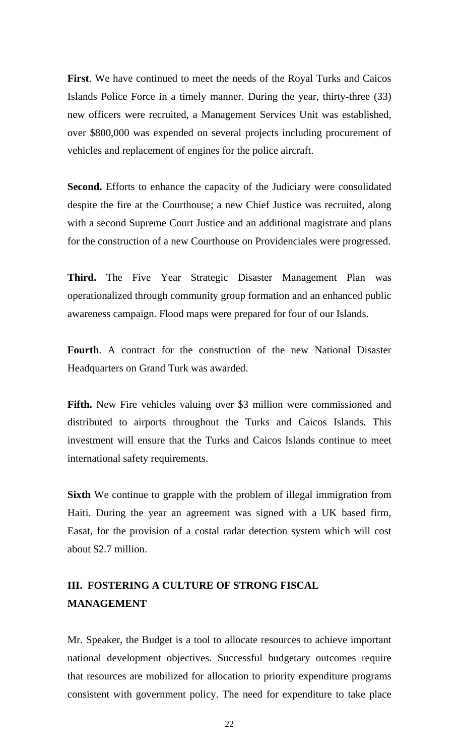**First**. We have continued to meet the needs of the Royal Turks and Caicos Islands Police Force in a timely manner. During the year, thirty-three (33) new officers were recruited, a Management Services Unit was established, over $800,000 was expended on several projects including procurement of vehicles and replacement of engines for the police aircraft.

**Second.** Efforts to enhance the capacity of the Judiciary were consolidated despite the fire at the Courthouse; a new Chief Justice was recruited, along with a second Supreme Court Justice and an additional magistrate and plans for the construction of a new Courthouse on Providenciales were progressed.

**Third.** The Five Year Strategic Disaster Management Plan was operationalized through community group formation and an enhanced public awareness campaign. Flood maps were prepared for four of our Islands.

**Fourth**. A contract for the construction of the new National Disaster Headquarters on Grand Turk was awarded.

**Fifth.** New Fire vehicles valuing over $3 million were commissioned and distributed to airports throughout the Turks and Caicos Islands. This investment will ensure that the Turks and Caicos Islands continue to meet international safety requirements.

**Sixth** We continue to grapple with the problem of illegal immigration from Haiti. During the year an agreement was signed with a UK based firm, Easat, for the provision of a costal radar detection system which will cost about $2.7 million.

## III. FOSTERING A CULTURE OF STRONG FISCAL MANAGEMENT

Mr. Speaker, the Budget is a tool to allocate resources to achieve important national development objectives. Successful budgetary outcomes require that resources are mobilized for allocation to priority expenditure programs consistent with government policy. The need for expenditure to take place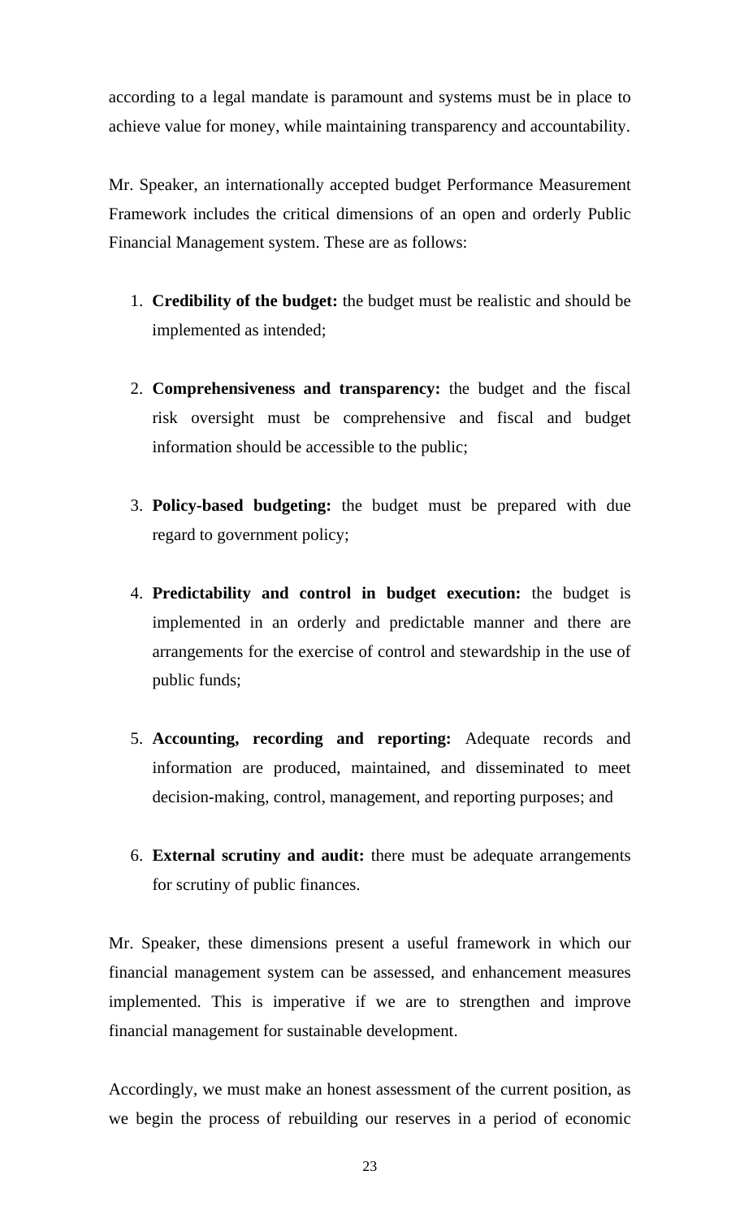according to a legal mandate is paramount and systems must be in place to achieve value for money, while maintaining transparency and accountability.

Mr. Speaker, an internationally accepted budget Performance Measurement Framework includes the critical dimensions of an open and orderly Public Financial Management system. These are as follows:

1. **Credibility of the budget:** the budget must be realistic and should be implemented as intended;

2. **Comprehensiveness and transparency:** the budget and the fiscal risk oversight must be comprehensive and fiscal and budget information should be accessible to the public;

3. **Policy-based budgeting:** the budget must be prepared with due regard to government policy;

4. **Predictability and control in budget execution:** the budget is implemented in an orderly and predictable manner and there are arrangements for the exercise of control and stewardship in the use of public funds;

5. **Accounting, recording and reporting:** Adequate records and information are produced, maintained, and disseminated to meet decision-making, control, management, and reporting purposes; and

6. **External scrutiny and audit:** there must be adequate arrangements for scrutiny of public finances.

Mr. Speaker, these dimensions present a useful framework in which our financial management system can be assessed, and enhancement measures implemented. This is imperative if we are to strengthen and improve financial management for sustainable development.

Accordingly, we must make an honest assessment of the current position, as we begin the process of rebuilding our reserves in a period of economic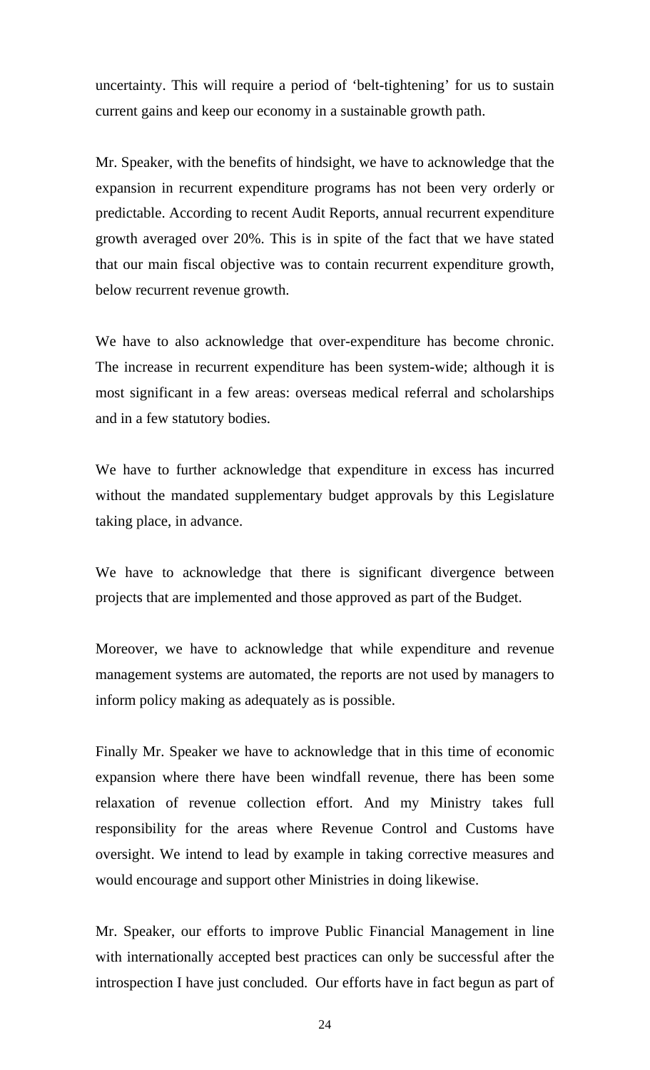uncertainty. This will require a period of ‘belt-tightening’ for us to sustain current gains and keep our economy in a sustainable growth path.

Mr. Speaker, with the benefits of hindsight, we have to acknowledge that the expansion in recurrent expenditure programs has not been very orderly or predictable. According to recent Audit Reports, annual recurrent expenditure growth averaged over 20%. This is in spite of the fact that we have stated that our main fiscal objective was to contain recurrent expenditure growth, below recurrent revenue growth.

We have to also acknowledge that over-expenditure has become chronic. The increase in recurrent expenditure has been system-wide; although it is most significant in a few areas: overseas medical referral and scholarships and in a few statutory bodies.

We have to further acknowledge that expenditure in excess has incurred without the mandated supplementary budget approvals by this Legislature taking place, in advance.

We have to acknowledge that there is significant divergence between projects that are implemented and those approved as part of the Budget.

Moreover, we have to acknowledge that while expenditure and revenue management systems are automated, the reports are not used by managers to inform policy making as adequately as is possible.

Finally Mr. Speaker we have to acknowledge that in this time of economic expansion where there have been windfall revenue, there has been some relaxation of revenue collection effort. And my Ministry takes full responsibility for the areas where Revenue Control and Customs have oversight. We intend to lead by example in taking corrective measures and would encourage and support other Ministries in doing likewise.

Mr. Speaker, our efforts to improve Public Financial Management in line with internationally accepted best practices can only be successful after the introspection I have just concluded. Our efforts have in fact begun as part of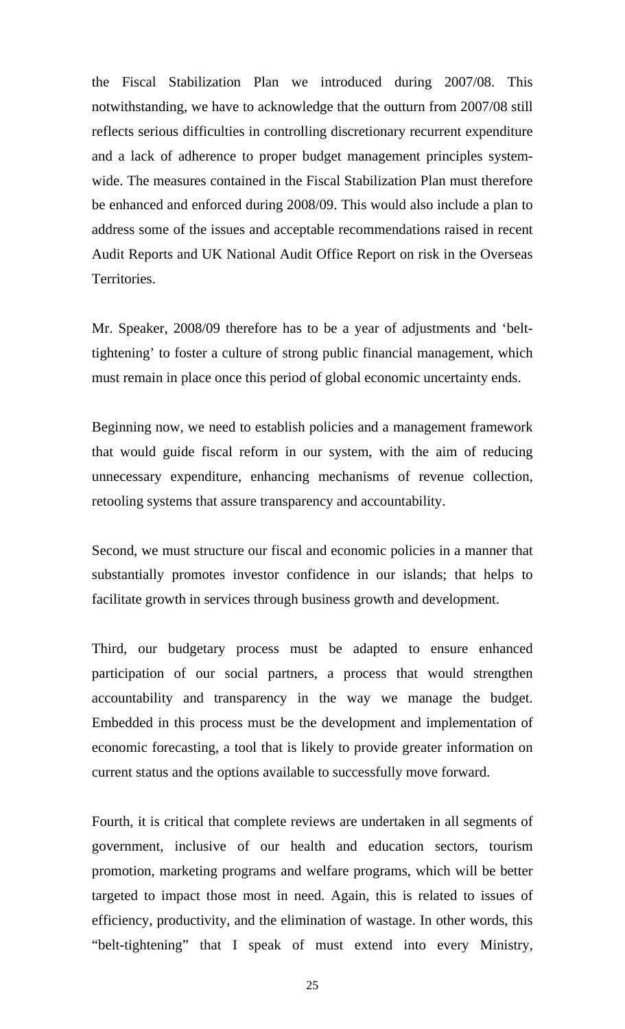the Fiscal Stabilization Plan we introduced during 2007/08. This notwithstanding, we have to acknowledge that the outturn from 2007/08 still reflects serious difficulties in controlling discretionary recurrent expenditure and a lack of adherence to proper budget management principles system-wide. The measures contained in the Fiscal Stabilization Plan must therefore be enhanced and enforced during 2008/09. This would also include a plan to address some of the issues and acceptable recommendations raised in recent Audit Reports and UK National Audit Office Report on risk in the Overseas Territories.

Mr. Speaker, 2008/09 therefore has to be a year of adjustments and 'belt-tightening' to foster a culture of strong public financial management, which must remain in place once this period of global economic uncertainty ends.

Beginning now, we need to establish policies and a management framework that would guide fiscal reform in our system, with the aim of reducing unnecessary expenditure, enhancing mechanisms of revenue collection, retooling systems that assure transparency and accountability.

Second, we must structure our fiscal and economic policies in a manner that substantially promotes investor confidence in our islands; that helps to facilitate growth in services through business growth and development.

Third, our budgetary process must be adapted to ensure enhanced participation of our social partners, a process that would strengthen accountability and transparency in the way we manage the budget. Embedded in this process must be the development and implementation of economic forecasting, a tool that is likely to provide greater information on current status and the options available to successfully move forward.

Fourth, it is critical that complete reviews are undertaken in all segments of government, inclusive of our health and education sectors, tourism promotion, marketing programs and welfare programs, which will be better targeted to impact those most in need. Again, this is related to issues of efficiency, productivity, and the elimination of wastage. In other words, this "belt-tightening" that I speak of must extend into every Ministry,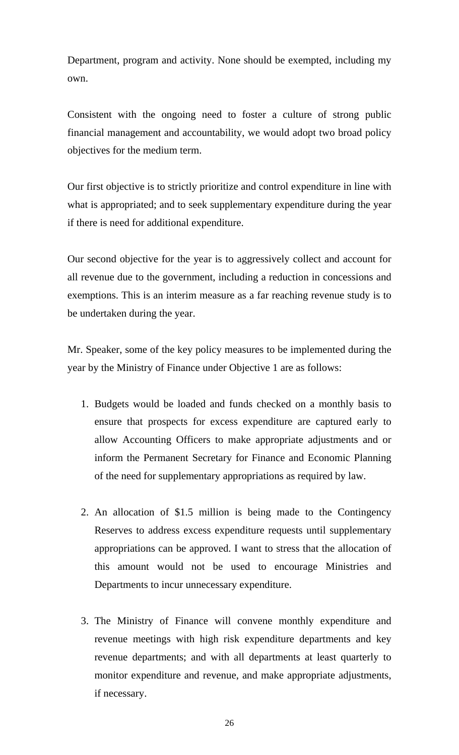Department, program and activity. None should be exempted, including my own.

Consistent with the ongoing need to foster a culture of strong public financial management and accountability, we would adopt two broad policy objectives for the medium term.

Our first objective is to strictly prioritize and control expenditure in line with what is appropriated; and to seek supplementary expenditure during the year if there is need for additional expenditure.

Our second objective for the year is to aggressively collect and account for all revenue due to the government, including a reduction in concessions and exemptions. This is an interim measure as a far reaching revenue study is to be undertaken during the year.

Mr. Speaker, some of the key policy measures to be implemented during the year by the Ministry of Finance under Objective 1 are as follows:

1. Budgets would be loaded and funds checked on a monthly basis to ensure that prospects for excess expenditure are captured early to allow Accounting Officers to make appropriate adjustments and or inform the Permanent Secretary for Finance and Economic Planning of the need for supplementary appropriations as required by law.

2. An allocation of $1.5 million is being made to the Contingency Reserves to address excess expenditure requests until supplementary appropriations can be approved. I want to stress that the allocation of this amount would not be used to encourage Ministries and Departments to incur unnecessary expenditure.

3. The Ministry of Finance will convene monthly expenditure and revenue meetings with high risk expenditure departments and key revenue departments; and with all departments at least quarterly to monitor expenditure and revenue, and make appropriate adjustments, if necessary.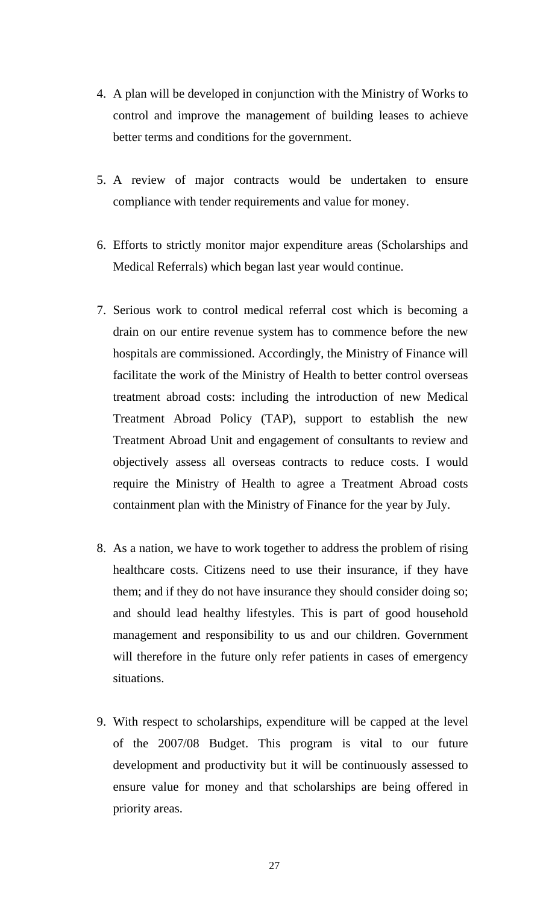4. A plan will be developed in conjunction with the Ministry of Works to control and improve the management of building leases to achieve better terms and conditions for the government.

5. A review of major contracts would be undertaken to ensure compliance with tender requirements and value for money.

6. Efforts to strictly monitor major expenditure areas (Scholarships and Medical Referrals) which began last year would continue.

7. Serious work to control medical referral cost which is becoming a drain on our entire revenue system has to commence before the new hospitals are commissioned. Accordingly, the Ministry of Finance will facilitate the work of the Ministry of Health to better control overseas treatment abroad costs: including the introduction of new Medical Treatment Abroad Policy (TAP), support to establish the new Treatment Abroad Unit and engagement of consultants to review and objectively assess all overseas contracts to reduce costs. I would require the Ministry of Health to agree a Treatment Abroad costs containment plan with the Ministry of Finance for the year by July.

8. As a nation, we have to work together to address the problem of rising healthcare costs. Citizens need to use their insurance, if they have them; and if they do not have insurance they should consider doing so; and should lead healthy lifestyles. This is part of good household management and responsibility to us and our children. Government will therefore in the future only refer patients in cases of emergency situations.

9. With respect to scholarships, expenditure will be capped at the level of the 2007/08 Budget. This program is vital to our future development and productivity but it will be continuously assessed to ensure value for money and that scholarships are being offered in priority areas.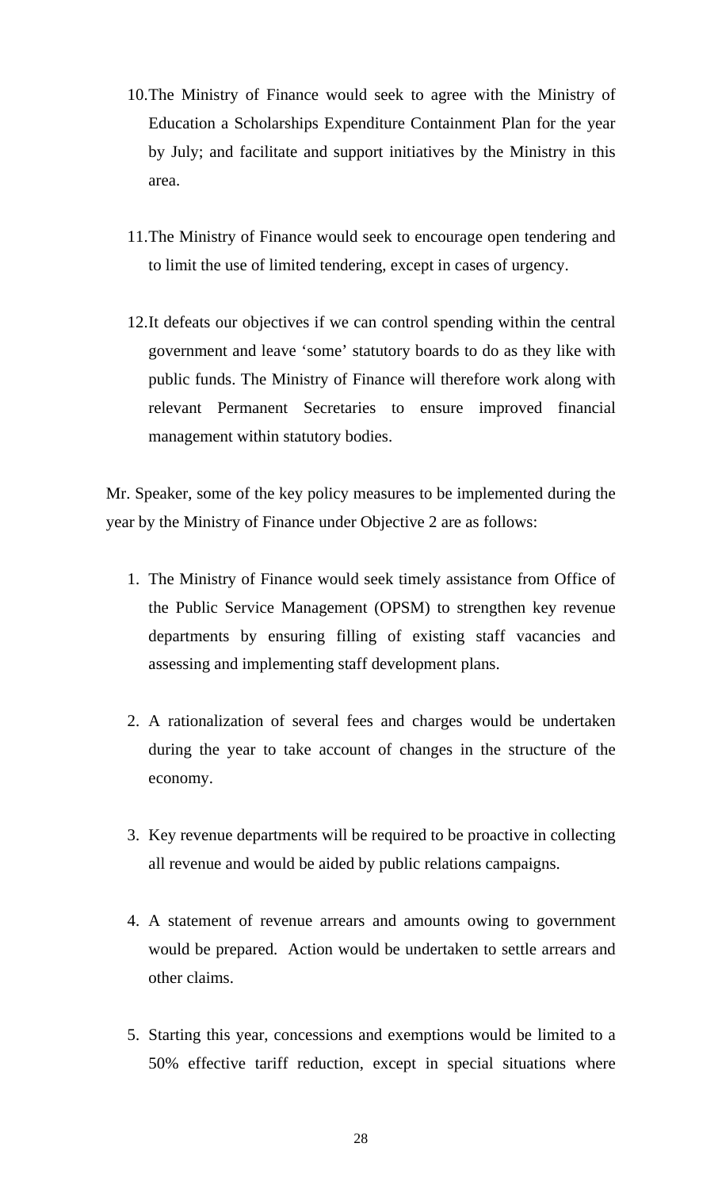10. The Ministry of Finance would seek to agree with the Ministry of Education a Scholarships Expenditure Containment Plan for the year by July; and facilitate and support initiatives by the Ministry in this area.

11. The Ministry of Finance would seek to encourage open tendering and to limit the use of limited tendering, except in cases of urgency.

12. It defeats our objectives if we can control spending within the central government and leave 'some' statutory boards to do as they like with public funds. The Ministry of Finance will therefore work along with relevant Permanent Secretaries to ensure improved financial management within statutory bodies.

Mr. Speaker, some of the key policy measures to be implemented during the year by the Ministry of Finance under Objective 2 are as follows:

1. The Ministry of Finance would seek timely assistance from Office of the Public Service Management (OPSM) to strengthen key revenue departments by ensuring filling of existing staff vacancies and assessing and implementing staff development plans.

2. A rationalization of several fees and charges would be undertaken during the year to take account of changes in the structure of the economy.

3. Key revenue departments will be required to be proactive in collecting all revenue and would be aided by public relations campaigns.

4. A statement of revenue arrears and amounts owing to government would be prepared. Action would be undertaken to settle arrears and other claims.

5. Starting this year, concessions and exemptions would be limited to a 50% effective tariff reduction, except in special situations where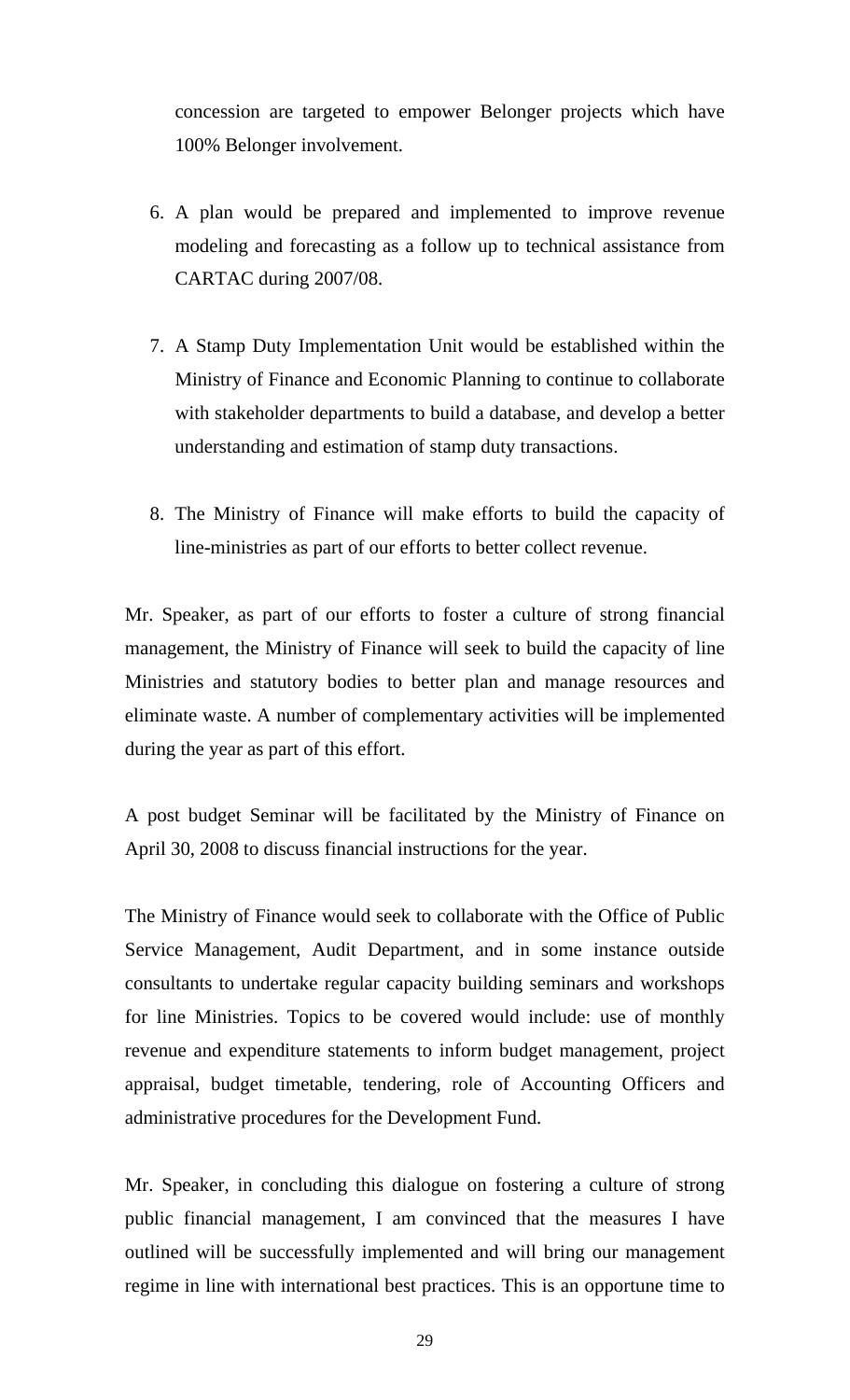concession are targeted to empower Belonger projects which have 100% Belonger involvement.

6. A plan would be prepared and implemented to improve revenue modeling and forecasting as a follow up to technical assistance from CARTAC during 2007/08.

7. A Stamp Duty Implementation Unit would be established within the Ministry of Finance and Economic Planning to continue to collaborate with stakeholder departments to build a database, and develop a better understanding and estimation of stamp duty transactions.

8. The Ministry of Finance will make efforts to build the capacity of line-ministries as part of our efforts to better collect revenue.

Mr. Speaker, as part of our efforts to foster a culture of strong financial management, the Ministry of Finance will seek to build the capacity of line Ministries and statutory bodies to better plan and manage resources and eliminate waste. A number of complementary activities will be implemented during the year as part of this effort.

A post budget Seminar will be facilitated by the Ministry of Finance on April 30, 2008 to discuss financial instructions for the year.

The Ministry of Finance would seek to collaborate with the Office of Public Service Management, Audit Department, and in some instance outside consultants to undertake regular capacity building seminars and workshops for line Ministries. Topics to be covered would include: use of monthly revenue and expenditure statements to inform budget management, project appraisal, budget timetable, tendering, role of Accounting Officers and administrative procedures for the Development Fund.

Mr. Speaker, in concluding this dialogue on fostering a culture of strong public financial management, I am convinced that the measures I have outlined will be successfully implemented and will bring our management regime in line with international best practices. This is an opportune time to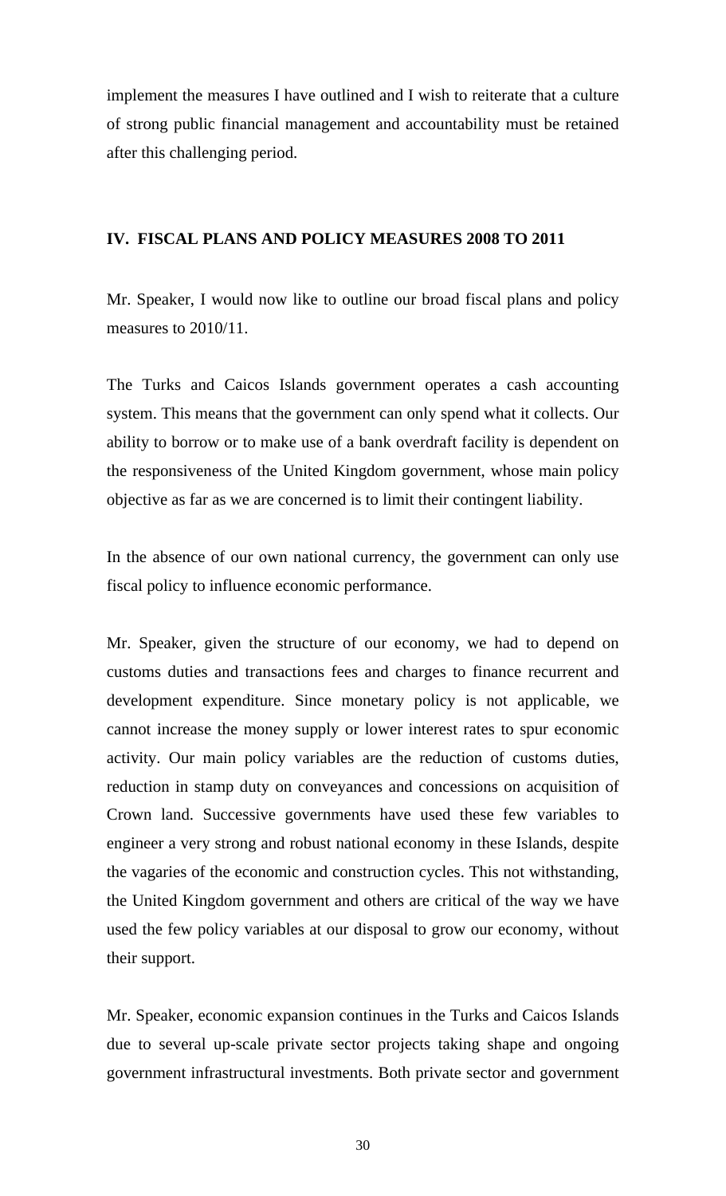implement the measures I have outlined and I wish to reiterate that a culture of strong public financial management and accountability must be retained after this challenging period.

## IV. FISCAL PLANS AND POLICY MEASURES 2008 TO 2011

Mr. Speaker, I would now like to outline our broad fiscal plans and policy measures to 2010/11.

The Turks and Caicos Islands government operates a cash accounting system. This means that the government can only spend what it collects. Our ability to borrow or to make use of a bank overdraft facility is dependent on the responsiveness of the United Kingdom government, whose main policy objective as far as we are concerned is to limit their contingent liability.

In the absence of our own national currency, the government can only use fiscal policy to influence economic performance.

Mr. Speaker, given the structure of our economy, we had to depend on customs duties and transactions fees and charges to finance recurrent and development expenditure. Since monetary policy is not applicable, we cannot increase the money supply or lower interest rates to spur economic activity. Our main policy variables are the reduction of customs duties, reduction in stamp duty on conveyances and concessions on acquisition of Crown land. Successive governments have used these few variables to engineer a very strong and robust national economy in these Islands, despite the vagaries of the economic and construction cycles. This not withstanding, the United Kingdom government and others are critical of the way we have used the few policy variables at our disposal to grow our economy, without their support.

Mr. Speaker, economic expansion continues in the Turks and Caicos Islands due to several up-scale private sector projects taking shape and ongoing government infrastructural investments. Both private sector and government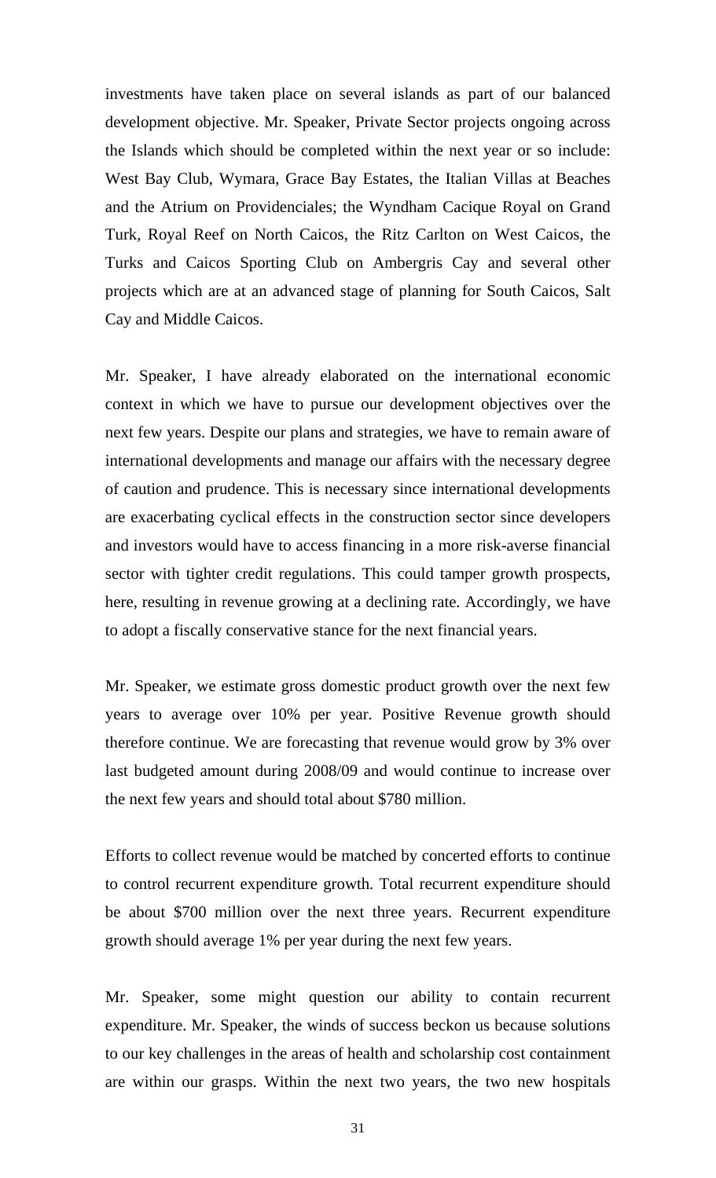investments have taken place on several islands as part of our balanced development objective. Mr. Speaker, Private Sector projects ongoing across the Islands which should be completed within the next year or so include: West Bay Club, Wymara, Grace Bay Estates, the Italian Villas at Beaches and the Atrium on Providenciales; the Wyndham Cacique Royal on Grand Turk, Royal Reef on North Caicos, the Ritz Carlton on West Caicos, the Turks and Caicos Sporting Club on Ambergris Cay and several other projects which are at an advanced stage of planning for South Caicos, Salt Cay and Middle Caicos.

Mr. Speaker, I have already elaborated on the international economic context in which we have to pursue our development objectives over the next few years. Despite our plans and strategies, we have to remain aware of international developments and manage our affairs with the necessary degree of caution and prudence. This is necessary since international developments are exacerbating cyclical effects in the construction sector since developers and investors would have to access financing in a more risk-averse financial sector with tighter credit regulations. This could tamper growth prospects, here, resulting in revenue growing at a declining rate. Accordingly, we have to adopt a fiscally conservative stance for the next financial years.

Mr. Speaker, we estimate gross domestic product growth over the next few years to average over 10% per year. Positive Revenue growth should therefore continue. We are forecasting that revenue would grow by 3% over last budgeted amount during 2008/09 and would continue to increase over the next few years and should total about $780 million.

Efforts to collect revenue would be matched by concerted efforts to continue to control recurrent expenditure growth. Total recurrent expenditure should be about $700 million over the next three years. Recurrent expenditure growth should average 1% per year during the next few years.

Mr. Speaker, some might question our ability to contain recurrent expenditure. Mr. Speaker, the winds of success beckon us because solutions to our key challenges in the areas of health and scholarship cost containment are within our grasps. Within the next two years, the two new hospitals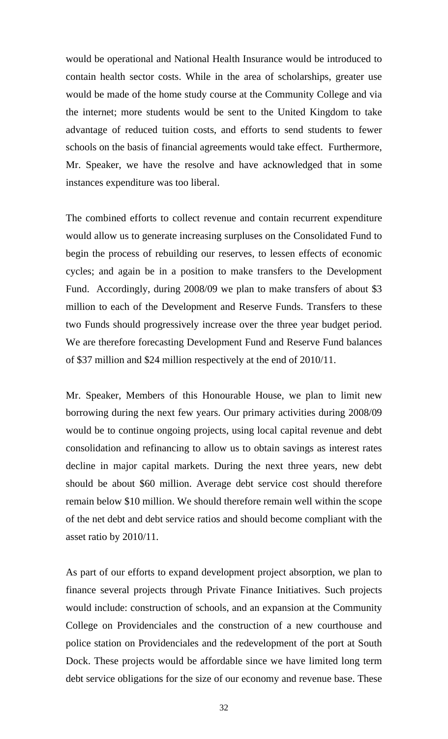would be operational and National Health Insurance would be introduced to contain health sector costs. While in the area of scholarships, greater use would be made of the home study course at the Community College and via the internet; more students would be sent to the United Kingdom to take advantage of reduced tuition costs, and efforts to send students to fewer schools on the basis of financial agreements would take effect. Furthermore, Mr. Speaker, we have the resolve and have acknowledged that in some instances expenditure was too liberal.

The combined efforts to collect revenue and contain recurrent expenditure would allow us to generate increasing surpluses on the Consolidated Fund to begin the process of rebuilding our reserves, to lessen effects of economic cycles; and again be in a position to make transfers to the Development Fund. Accordingly, during 2008/09 we plan to make transfers of about $3 million to each of the Development and Reserve Funds. Transfers to these two Funds should progressively increase over the three year budget period. We are therefore forecasting Development Fund and Reserve Fund balances of $37 million and $24 million respectively at the end of 2010/11.

Mr. Speaker, Members of this Honourable House, we plan to limit new borrowing during the next few years. Our primary activities during 2008/09 would be to continue ongoing projects, using local capital revenue and debt consolidation and refinancing to allow us to obtain savings as interest rates decline in major capital markets. During the next three years, new debt should be about $60 million. Average debt service cost should therefore remain below $10 million. We should therefore remain well within the scope of the net debt and debt service ratios and should become compliant with the asset ratio by 2010/11.

As part of our efforts to expand development project absorption, we plan to finance several projects through Private Finance Initiatives. Such projects would include: construction of schools, and an expansion at the Community College on Providenciales and the construction of a new courthouse and police station on Providenciales and the redevelopment of the port at South Dock. These projects would be affordable since we have limited long term debt service obligations for the size of our economy and revenue base. These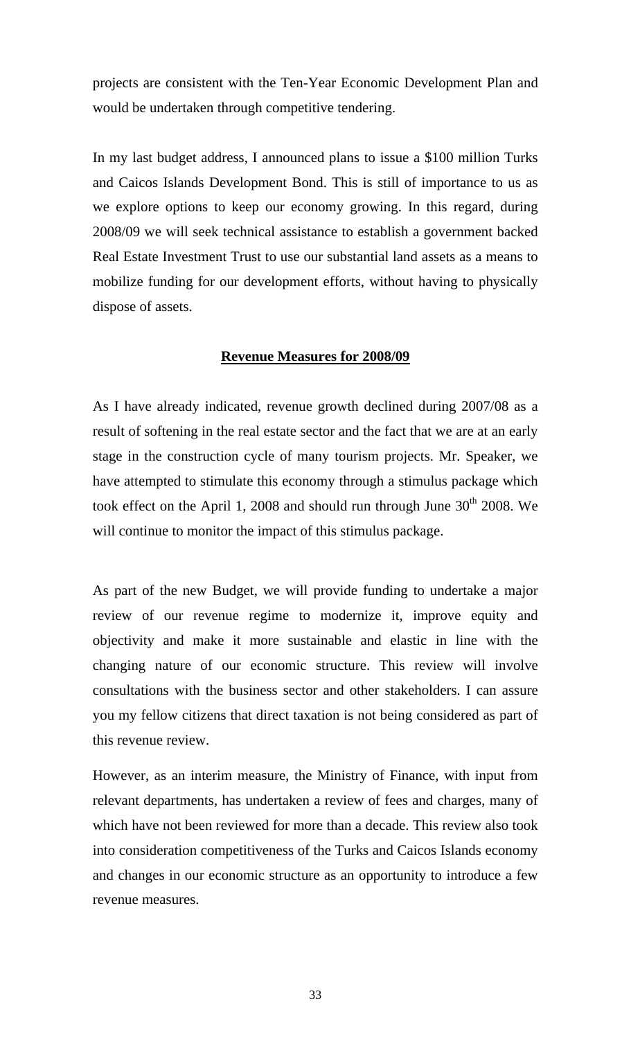projects are consistent with the Ten-Year Economic Development Plan and would be undertaken through competitive tendering.

In my last budget address, I announced plans to issue a $100 million Turks and Caicos Islands Development Bond. This is still of importance to us as we explore options to keep our economy growing. In this regard, during 2008/09 we will seek technical assistance to establish a government backed Real Estate Investment Trust to use our substantial land assets as a means to mobilize funding for our development efforts, without having to physically dispose of assets.

## Revenue Measures for 2008/09

As I have already indicated, revenue growth declined during 2007/08 as a result of softening in the real estate sector and the fact that we are at an early stage in the construction cycle of many tourism projects. Mr. Speaker, we have attempted to stimulate this economy through a stimulus package which took effect on the April 1, 2008 and should run through June 30th 2008. We will continue to monitor the impact of this stimulus package.

As part of the new Budget, we will provide funding to undertake a major review of our revenue regime to modernize it, improve equity and objectivity and make it more sustainable and elastic in line with the changing nature of our economic structure. This review will involve consultations with the business sector and other stakeholders. I can assure you my fellow citizens that direct taxation is not being considered as part of this revenue review.

However, as an interim measure, the Ministry of Finance, with input from relevant departments, has undertaken a review of fees and charges, many of which have not been reviewed for more than a decade. This review also took into consideration competitiveness of the Turks and Caicos Islands economy and changes in our economic structure as an opportunity to introduce a few revenue measures.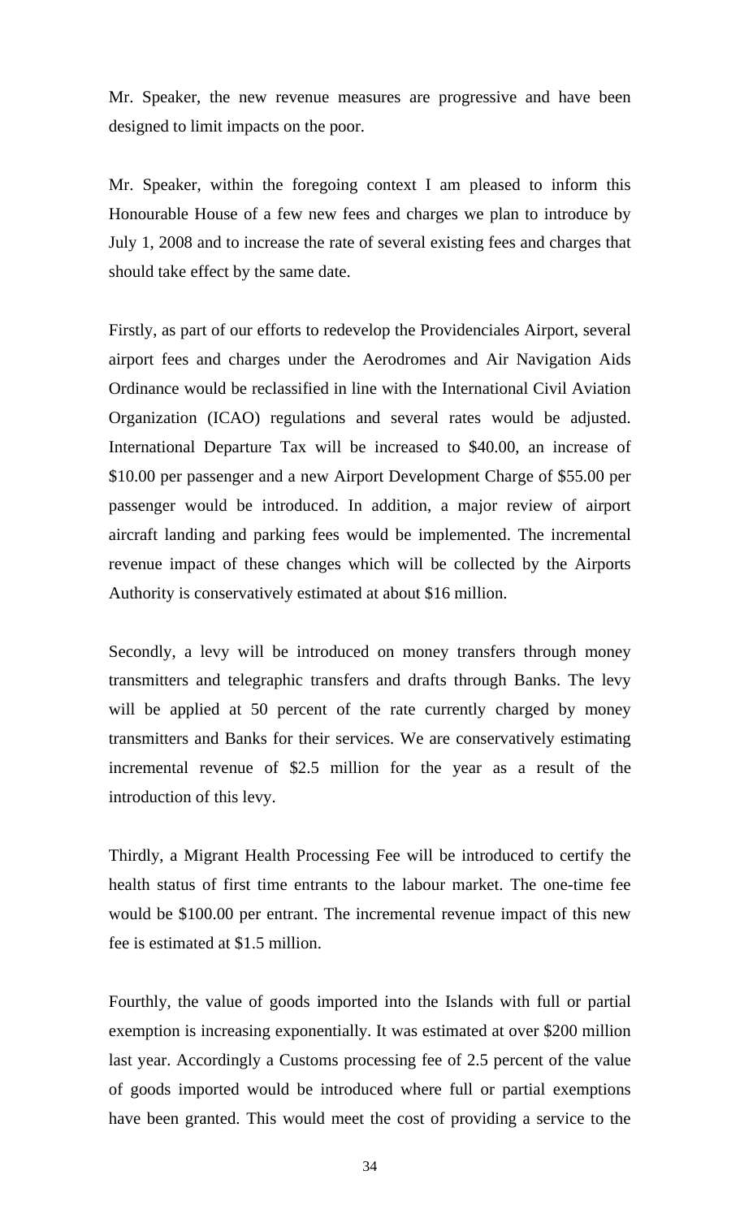Mr. Speaker, the new revenue measures are progressive and have been designed to limit impacts on the poor.

Mr. Speaker, within the foregoing context I am pleased to inform this Honourable House of a few new fees and charges we plan to introduce by July 1, 2008 and to increase the rate of several existing fees and charges that should take effect by the same date.

Firstly, as part of our efforts to redevelop the Providenciales Airport, several airport fees and charges under the Aerodromes and Air Navigation Aids Ordinance would be reclassified in line with the International Civil Aviation Organization (ICAO) regulations and several rates would be adjusted. International Departure Tax will be increased to $40.00, an increase of $10.00 per passenger and a new Airport Development Charge of $55.00 per passenger would be introduced. In addition, a major review of airport aircraft landing and parking fees would be implemented. The incremental revenue impact of these changes which will be collected by the Airports Authority is conservatively estimated at about $16 million.

Secondly, a levy will be introduced on money transfers through money transmitters and telegraphic transfers and drafts through Banks. The levy will be applied at 50 percent of the rate currently charged by money transmitters and Banks for their services. We are conservatively estimating incremental revenue of $2.5 million for the year as a result of the introduction of this levy.

Thirdly, a Migrant Health Processing Fee will be introduced to certify the health status of first time entrants to the labour market. The one-time fee would be $100.00 per entrant. The incremental revenue impact of this new fee is estimated at $1.5 million.

Fourthly, the value of goods imported into the Islands with full or partial exemption is increasing exponentially. It was estimated at over $200 million last year. Accordingly a Customs processing fee of 2.5 percent of the value of goods imported would be introduced where full or partial exemptions have been granted. This would meet the cost of providing a service to the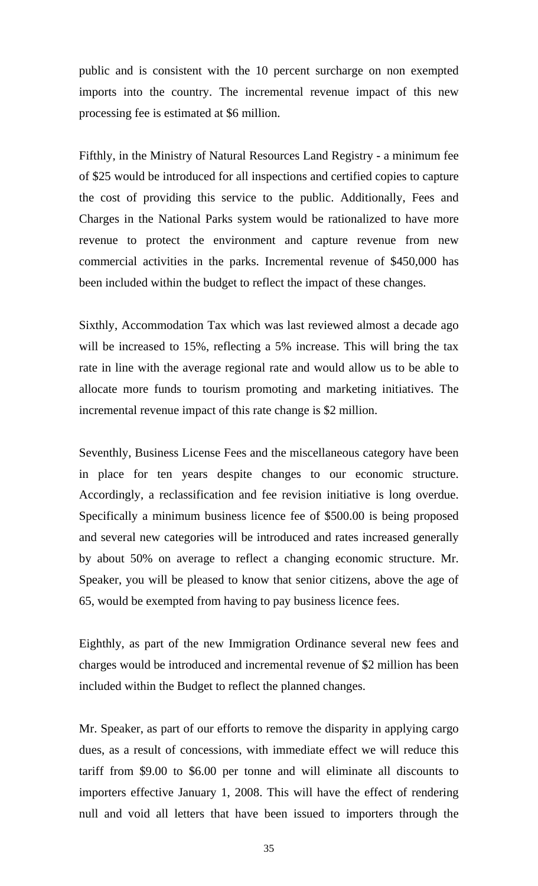public and is consistent with the 10 percent surcharge on non exempted imports into the country. The incremental revenue impact of this new processing fee is estimated at $6 million.

Fifthly, in the Ministry of Natural Resources Land Registry - a minimum fee of $25 would be introduced for all inspections and certified copies to capture the cost of providing this service to the public. Additionally, Fees and Charges in the National Parks system would be rationalized to have more revenue to protect the environment and capture revenue from new commercial activities in the parks. Incremental revenue of $450,000 has been included within the budget to reflect the impact of these changes.

Sixthly, Accommodation Tax which was last reviewed almost a decade ago will be increased to 15%, reflecting a 5% increase. This will bring the tax rate in line with the average regional rate and would allow us to be able to allocate more funds to tourism promoting and marketing initiatives. The incremental revenue impact of this rate change is $2 million.

Seventhly, Business License Fees and the miscellaneous category have been in place for ten years despite changes to our economic structure. Accordingly, a reclassification and fee revision initiative is long overdue. Specifically a minimum business licence fee of $500.00 is being proposed and several new categories will be introduced and rates increased generally by about 50% on average to reflect a changing economic structure. Mr. Speaker, you will be pleased to know that senior citizens, above the age of 65, would be exempted from having to pay business licence fees.

Eighthly, as part of the new Immigration Ordinance several new fees and charges would be introduced and incremental revenue of $2 million has been included within the Budget to reflect the planned changes.

Mr. Speaker, as part of our efforts to remove the disparity in applying cargo dues, as a result of concessions, with immediate effect we will reduce this tariff from $9.00 to $6.00 per tonne and will eliminate all discounts to importers effective January 1, 2008. This will have the effect of rendering null and void all letters that have been issued to importers through the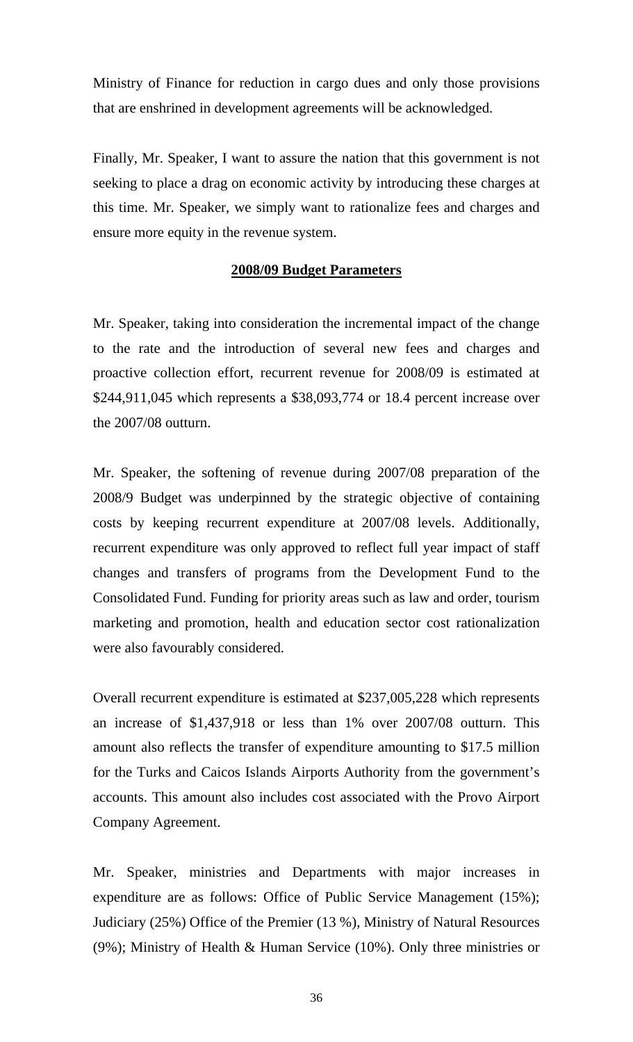Ministry of Finance for reduction in cargo dues and only those provisions that are enshrined in development agreements will be acknowledged.

Finally, Mr. Speaker, I want to assure the nation that this government is not seeking to place a drag on economic activity by introducing these charges at this time. Mr. Speaker, we simply want to rationalize fees and charges and ensure more equity in the revenue system.

## 2008/09 Budget Parameters

Mr. Speaker, taking into consideration the incremental impact of the change to the rate and the introduction of several new fees and charges and proactive collection effort, recurrent revenue for 2008/09 is estimated at $244,911,045 which represents a $38,093,774 or 18.4 percent increase over the 2007/08 outturn.

Mr. Speaker, the softening of revenue during 2007/08 preparation of the 2008/9 Budget was underpinned by the strategic objective of containing costs by keeping recurrent expenditure at 2007/08 levels. Additionally, recurrent expenditure was only approved to reflect full year impact of staff changes and transfers of programs from the Development Fund to the Consolidated Fund. Funding for priority areas such as law and order, tourism marketing and promotion, health and education sector cost rationalization were also favourably considered.

Overall recurrent expenditure is estimated at $237,005,228 which represents an increase of $1,437,918 or less than 1% over 2007/08 outturn. This amount also reflects the transfer of expenditure amounting to $17.5 million for the Turks and Caicos Islands Airports Authority from the government's accounts. This amount also includes cost associated with the Provo Airport Company Agreement.

Mr. Speaker, ministries and Departments with major increases in expenditure are as follows: Office of Public Service Management (15%); Judiciary (25%) Office of the Premier (13 %), Ministry of Natural Resources (9%); Ministry of Health & Human Service (10%). Only three ministries or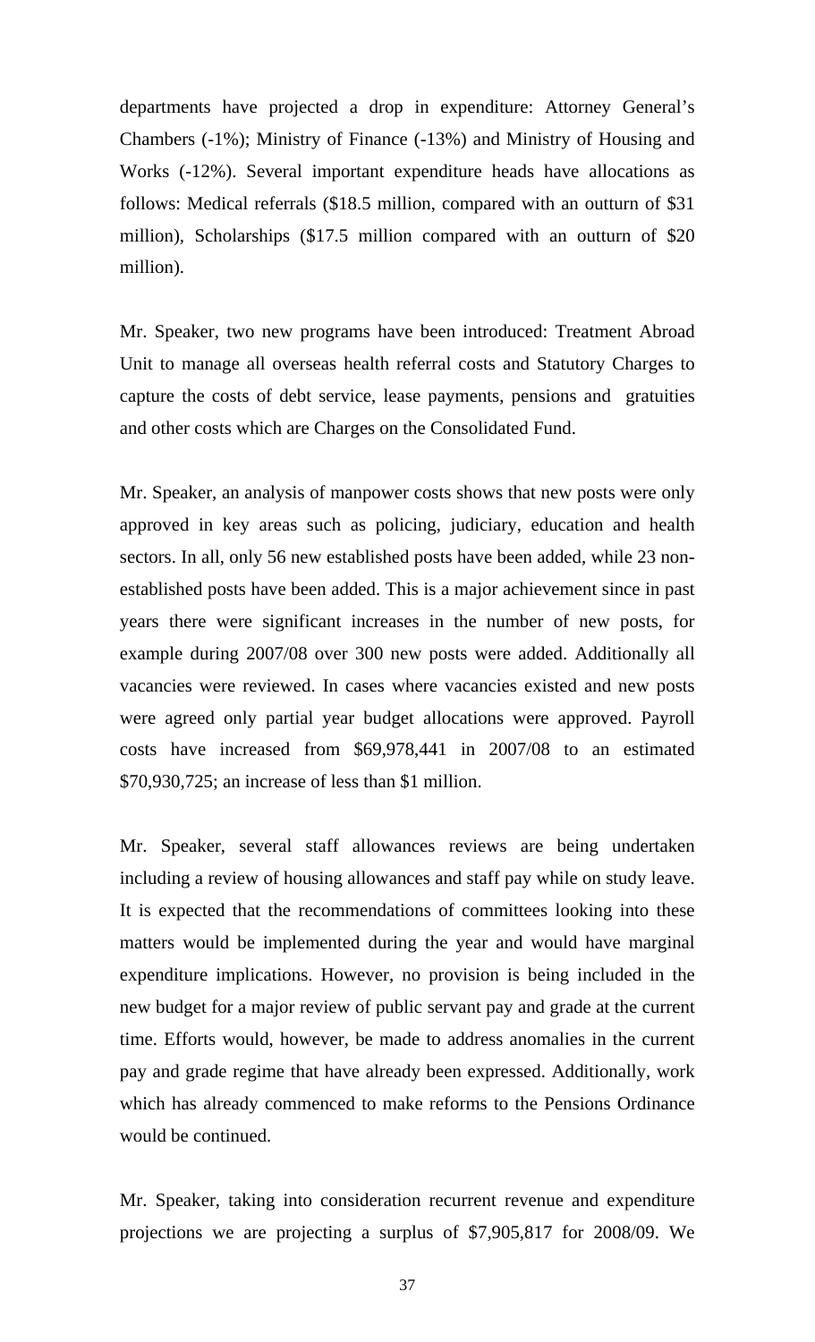departments have projected a drop in expenditure: Attorney General's Chambers (-1%); Ministry of Finance (-13%) and Ministry of Housing and Works (-12%). Several important expenditure heads have allocations as follows: Medical referrals ($18.5 million, compared with an outturn of $31 million), Scholarships ($17.5 million compared with an outturn of $20 million).

Mr. Speaker, two new programs have been introduced: Treatment Abroad Unit to manage all overseas health referral costs and Statutory Charges to capture the costs of debt service, lease payments, pensions and gratuities and other costs which are Charges on the Consolidated Fund.

Mr. Speaker, an analysis of manpower costs shows that new posts were only approved in key areas such as policing, judiciary, education and health sectors. In all, only 56 new established posts have been added, while 23 non-established posts have been added. This is a major achievement since in past years there were significant increases in the number of new posts, for example during 2007/08 over 300 new posts were added. Additionally all vacancies were reviewed. In cases where vacancies existed and new posts were agreed only partial year budget allocations were approved. Payroll costs have increased from $69,978,441 in 2007/08 to an estimated $70,930,725; an increase of less than $1 million.

Mr. Speaker, several staff allowances reviews are being undertaken including a review of housing allowances and staff pay while on study leave. It is expected that the recommendations of committees looking into these matters would be implemented during the year and would have marginal expenditure implications. However, no provision is being included in the new budget for a major review of public servant pay and grade at the current time. Efforts would, however, be made to address anomalies in the current pay and grade regime that have already been expressed. Additionally, work which has already commenced to make reforms to the Pensions Ordinance would be continued.

Mr. Speaker, taking into consideration recurrent revenue and expenditure projections we are projecting a surplus of $7,905,817 for 2008/09. We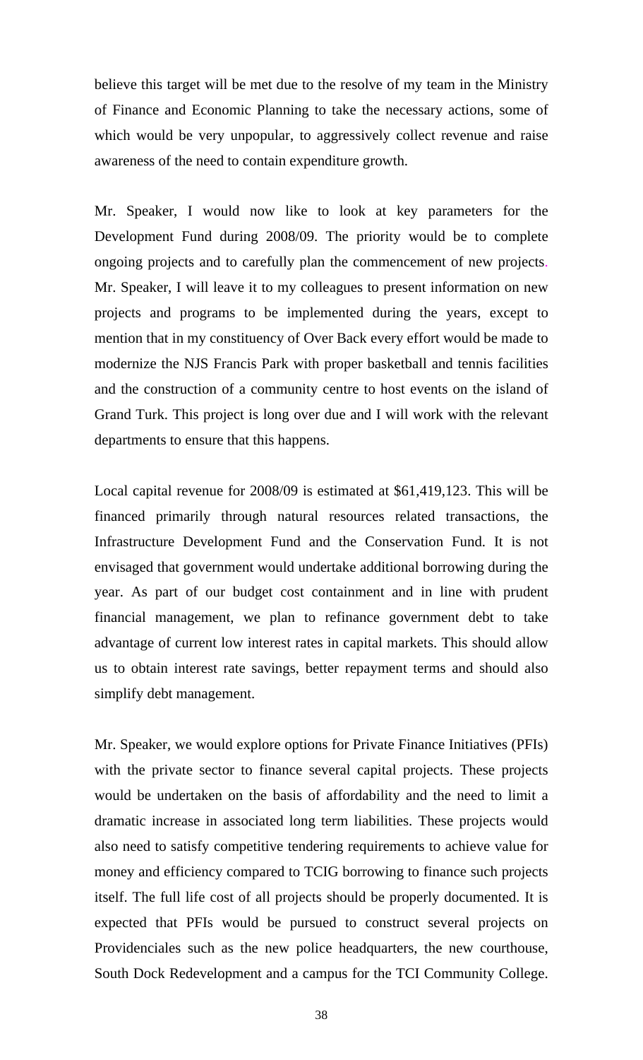believe this target will be met due to the resolve of my team in the Ministry of Finance and Economic Planning to take the necessary actions, some of which would be very unpopular, to aggressively collect revenue and raise awareness of the need to contain expenditure growth.

Mr. Speaker, I would now like to look at key parameters for the Development Fund during 2008/09. The priority would be to complete ongoing projects and to carefully plan the commencement of new projects. Mr. Speaker, I will leave it to my colleagues to present information on new projects and programs to be implemented during the years, except to mention that in my constituency of Over Back every effort would be made to modernize the NJS Francis Park with proper basketball and tennis facilities and the construction of a community centre to host events on the island of Grand Turk. This project is long over due and I will work with the relevant departments to ensure that this happens.

Local capital revenue for 2008/09 is estimated at $61,419,123. This will be financed primarily through natural resources related transactions, the Infrastructure Development Fund and the Conservation Fund. It is not envisaged that government would undertake additional borrowing during the year. As part of our budget cost containment and in line with prudent financial management, we plan to refinance government debt to take advantage of current low interest rates in capital markets. This should allow us to obtain interest rate savings, better repayment terms and should also simplify debt management.

Mr. Speaker, we would explore options for Private Finance Initiatives (PFIs) with the private sector to finance several capital projects. These projects would be undertaken on the basis of affordability and the need to limit a dramatic increase in associated long term liabilities. These projects would also need to satisfy competitive tendering requirements to achieve value for money and efficiency compared to TCIG borrowing to finance such projects itself. The full life cost of all projects should be properly documented. It is expected that PFIs would be pursued to construct several projects on Providenciales such as the new police headquarters, the new courthouse, South Dock Redevelopment and a campus for the TCI Community College.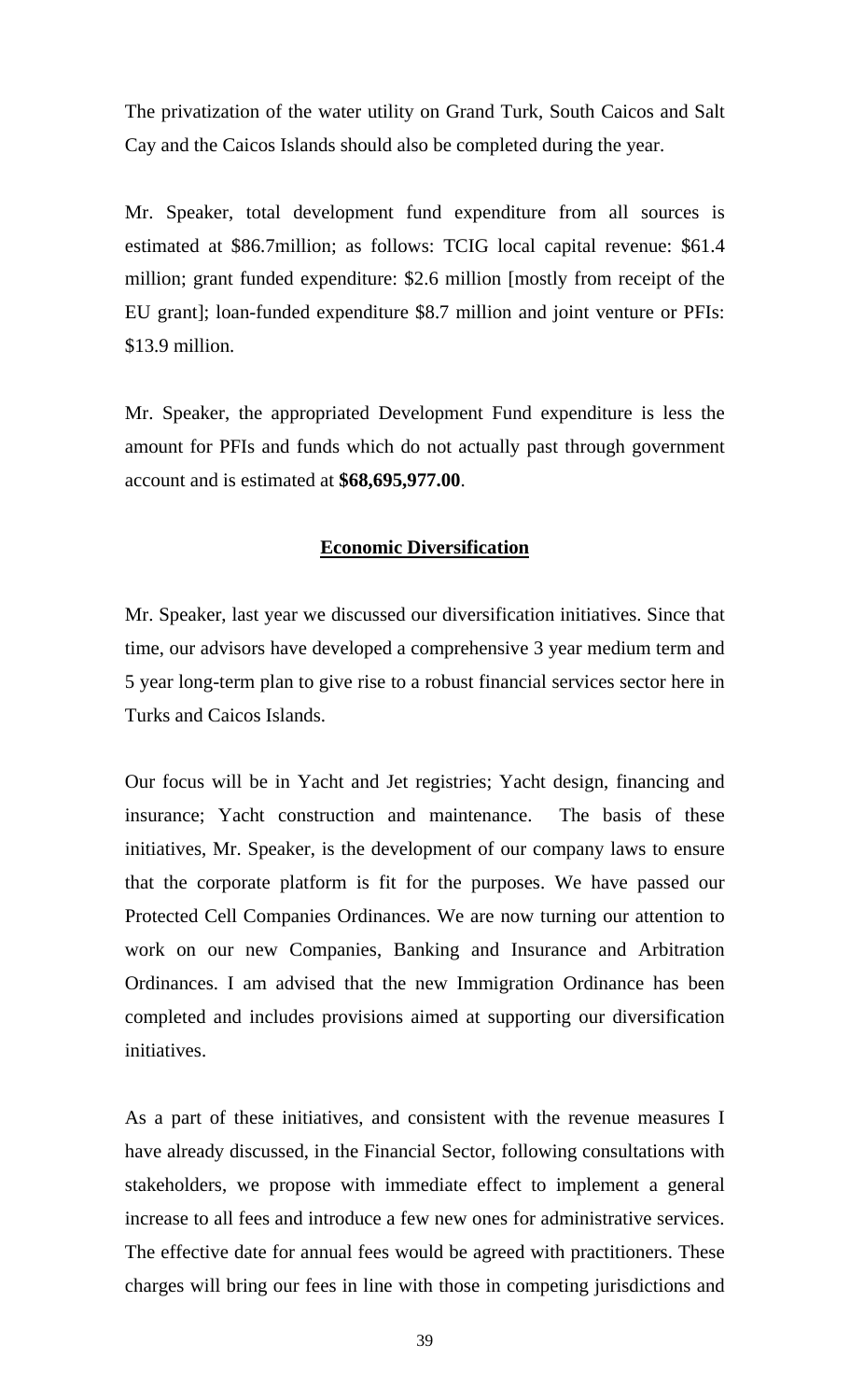The privatization of the water utility on Grand Turk, South Caicos and Salt Cay and the Caicos Islands should also be completed during the year.

Mr. Speaker, total development fund expenditure from all sources is estimated at $86.7million; as follows: TCIG local capital revenue: $61.4 million; grant funded expenditure: $2.6 million [mostly from receipt of the EU grant]; loan-funded expenditure $8.7 million and joint venture or PFIs: $13.9 million.

Mr. Speaker, the appropriated Development Fund expenditure is less the amount for PFIs and funds which do not actually past through government account and is estimated at **$68,695,977.00**.

## Economic Diversification

Mr. Speaker, last year we discussed our diversification initiatives. Since that time, our advisors have developed a comprehensive 3 year medium term and 5 year long-term plan to give rise to a robust financial services sector here in Turks and Caicos Islands.

Our focus will be in Yacht and Jet registries; Yacht design, financing and insurance; Yacht construction and maintenance. The basis of these initiatives, Mr. Speaker, is the development of our company laws to ensure that the corporate platform is fit for the purposes. We have passed our Protected Cell Companies Ordinances. We are now turning our attention to work on our new Companies, Banking and Insurance and Arbitration Ordinances. I am advised that the new Immigration Ordinance has been completed and includes provisions aimed at supporting our diversification initiatives.

As a part of these initiatives, and consistent with the revenue measures I have already discussed, in the Financial Sector, following consultations with stakeholders, we propose with immediate effect to implement a general increase to all fees and introduce a few new ones for administrative services. The effective date for annual fees would be agreed with practitioners. These charges will bring our fees in line with those in competing jurisdictions and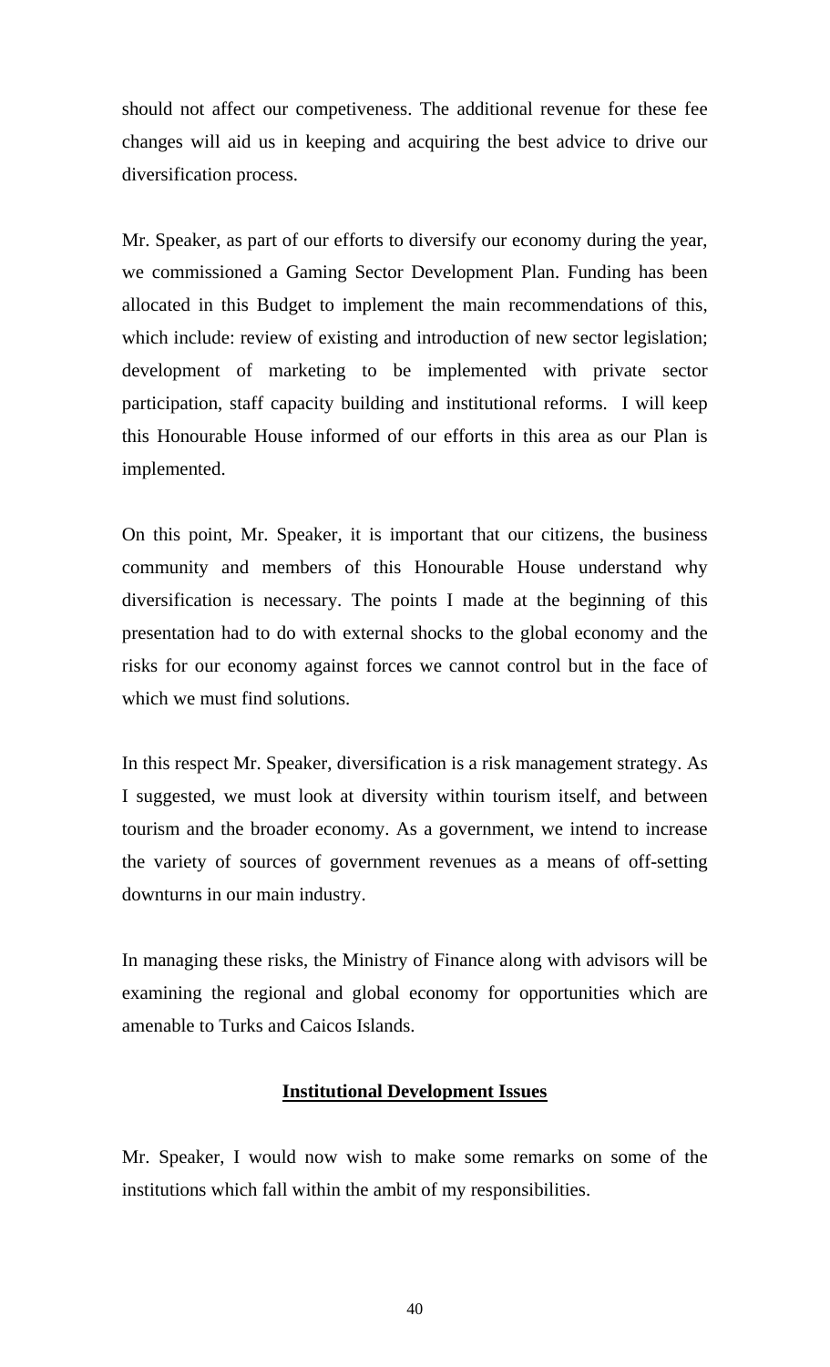should not affect our competiveness. The additional revenue for these fee changes will aid us in keeping and acquiring the best advice to drive our diversification process.

Mr. Speaker, as part of our efforts to diversify our economy during the year, we commissioned a Gaming Sector Development Plan. Funding has been allocated in this Budget to implement the main recommendations of this, which include: review of existing and introduction of new sector legislation; development of marketing to be implemented with private sector participation, staff capacity building and institutional reforms. I will keep this Honourable House informed of our efforts in this area as our Plan is implemented.

On this point, Mr. Speaker, it is important that our citizens, the business community and members of this Honourable House understand why diversification is necessary. The points I made at the beginning of this presentation had to do with external shocks to the global economy and the risks for our economy against forces we cannot control but in the face of which we must find solutions.

In this respect Mr. Speaker, diversification is a risk management strategy. As I suggested, we must look at diversity within tourism itself, and between tourism and the broader economy. As a government, we intend to increase the variety of sources of government revenues as a means of off-setting downturns in our main industry.

In managing these risks, the Ministry of Finance along with advisors will be examining the regional and global economy for opportunities which are amenable to Turks and Caicos Islands.

## Institutional Development Issues

Mr. Speaker, I would now wish to make some remarks on some of the institutions which fall within the ambit of my responsibilities.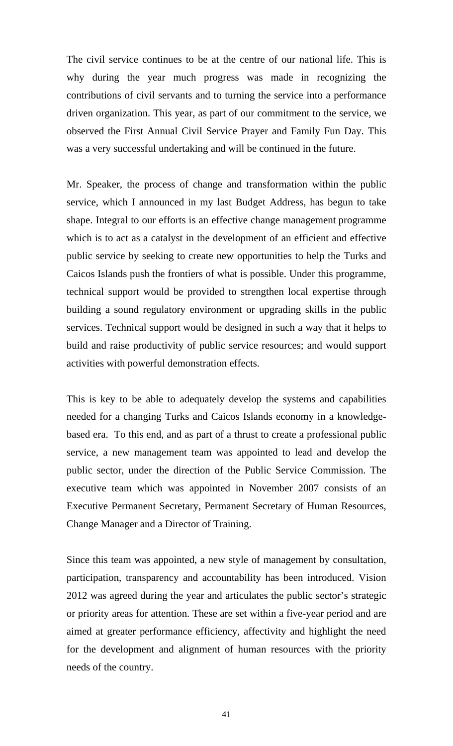The civil service continues to be at the centre of our national life. This is why during the year much progress was made in recognizing the contributions of civil servants and to turning the service into a performance driven organization. This year, as part of our commitment to the service, we observed the First Annual Civil Service Prayer and Family Fun Day. This was a very successful undertaking and will be continued in the future.

Mr. Speaker, the process of change and transformation within the public service, which I announced in my last Budget Address, has begun to take shape. Integral to our efforts is an effective change management programme which is to act as a catalyst in the development of an efficient and effective public service by seeking to create new opportunities to help the Turks and Caicos Islands push the frontiers of what is possible. Under this programme, technical support would be provided to strengthen local expertise through building a sound regulatory environment or upgrading skills in the public services. Technical support would be designed in such a way that it helps to build and raise productivity of public service resources; and would support activities with powerful demonstration effects.

This is key to be able to adequately develop the systems and capabilities needed for a changing Turks and Caicos Islands economy in a knowledge-based era. To this end, and as part of a thrust to create a professional public service, a new management team was appointed to lead and develop the public sector, under the direction of the Public Service Commission. The executive team which was appointed in November 2007 consists of an Executive Permanent Secretary, Permanent Secretary of Human Resources, Change Manager and a Director of Training.

Since this team was appointed, a new style of management by consultation, participation, transparency and accountability has been introduced. Vision 2012 was agreed during the year and articulates the public sector's strategic or priority areas for attention. These are set within a five-year period and are aimed at greater performance efficiency, affectivity and highlight the need for the development and alignment of human resources with the priority needs of the country.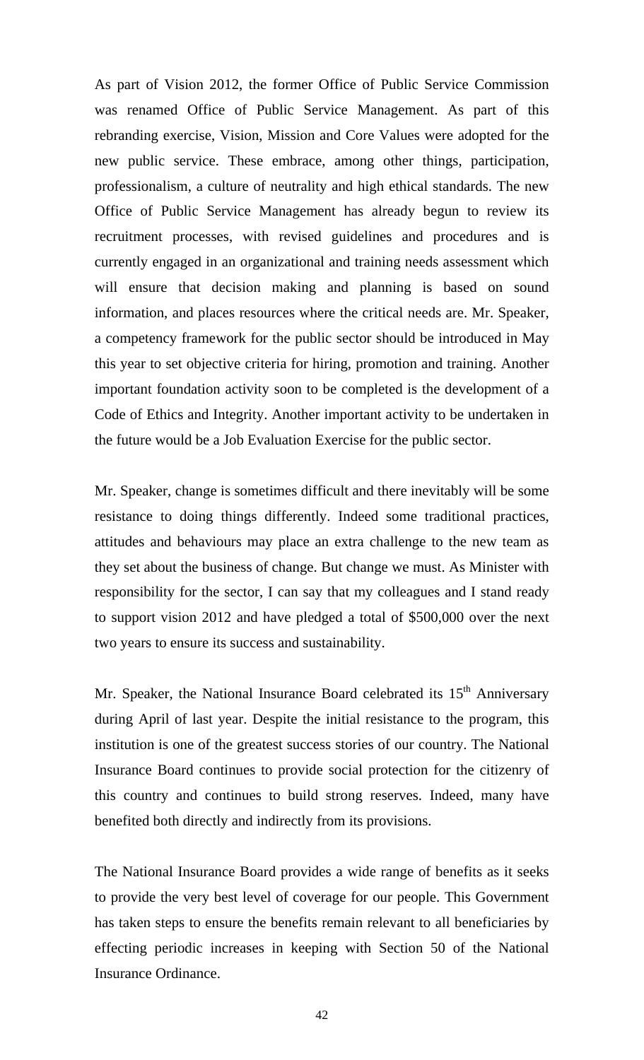As part of Vision 2012, the former Office of Public Service Commission was renamed Office of Public Service Management. As part of this rebranding exercise, Vision, Mission and Core Values were adopted for the new public service. These embrace, among other things, participation, professionalism, a culture of neutrality and high ethical standards. The new Office of Public Service Management has already begun to review its recruitment processes, with revised guidelines and procedures and is currently engaged in an organizational and training needs assessment which will ensure that decision making and planning is based on sound information, and places resources where the critical needs are. Mr. Speaker, a competency framework for the public sector should be introduced in May this year to set objective criteria for hiring, promotion and training. Another important foundation activity soon to be completed is the development of a Code of Ethics and Integrity. Another important activity to be undertaken in the future would be a Job Evaluation Exercise for the public sector.

Mr. Speaker, change is sometimes difficult and there inevitably will be some resistance to doing things differently. Indeed some traditional practices, attitudes and behaviours may place an extra challenge to the new team as they set about the business of change. But change we must. As Minister with responsibility for the sector, I can say that my colleagues and I stand ready to support vision 2012 and have pledged a total of $500,000 over the next two years to ensure its success and sustainability.

Mr. Speaker, the National Insurance Board celebrated its 15th Anniversary during April of last year. Despite the initial resistance to the program, this institution is one of the greatest success stories of our country. The National Insurance Board continues to provide social protection for the citizenry of this country and continues to build strong reserves. Indeed, many have benefited both directly and indirectly from its provisions.

The National Insurance Board provides a wide range of benefits as it seeks to provide the very best level of coverage for our people. This Government has taken steps to ensure the benefits remain relevant to all beneficiaries by effecting periodic increases in keeping with Section 50 of the National Insurance Ordinance.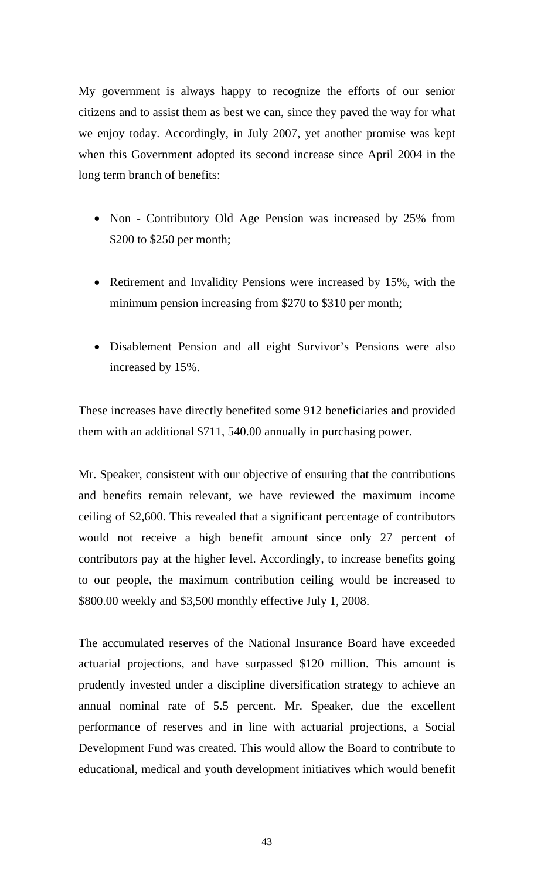My government is always happy to recognize the efforts of our senior citizens and to assist them as best we can, since they paved the way for what we enjoy today. Accordingly, in July 2007, yet another promise was kept when this Government adopted its second increase since April 2004 in the long term branch of benefits:

- Non - Contributory Old Age Pension was increased by 25% from $200 to $250 per month;
- Retirement and Invalidity Pensions were increased by 15%, with the minimum pension increasing from $270 to $310 per month;
- Disablement Pension and all eight Survivor's Pensions were also increased by 15%.

These increases have directly benefited some 912 beneficiaries and provided them with an additional $711, 540.00 annually in purchasing power.

Mr. Speaker, consistent with our objective of ensuring that the contributions and benefits remain relevant, we have reviewed the maximum income ceiling of $2,600. This revealed that a significant percentage of contributors would not receive a high benefit amount since only 27 percent of contributors pay at the higher level. Accordingly, to increase benefits going to our people, the maximum contribution ceiling would be increased to $800.00 weekly and $3,500 monthly effective July 1, 2008.

The accumulated reserves of the National Insurance Board have exceeded actuarial projections, and have surpassed $120 million. This amount is prudently invested under a discipline diversification strategy to achieve an annual nominal rate of 5.5 percent. Mr. Speaker, due the excellent performance of reserves and in line with actuarial projections, a Social Development Fund was created. This would allow the Board to contribute to educational, medical and youth development initiatives which would benefit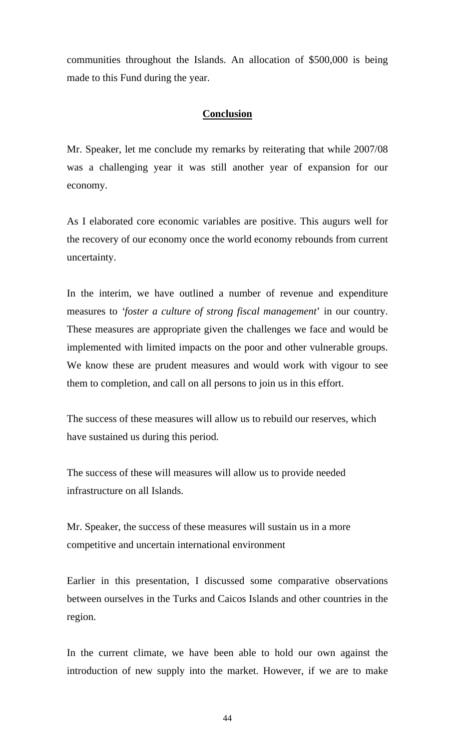communities throughout the Islands. An allocation of $500,000 is being made to this Fund during the year.

## **Conclusion**

Mr. Speaker, let me conclude my remarks by reiterating that while 2007/08 was a challenging year it was still another year of expansion for our economy.

As I elaborated core economic variables are positive. This augurs well for the recovery of our economy once the world economy rebounds from current uncertainty.

In the interim, we have outlined a number of revenue and expenditure measures to *'foster a culture of strong fiscal management*' in our country. These measures are appropriate given the challenges we face and would be implemented with limited impacts on the poor and other vulnerable groups. We know these are prudent measures and would work with vigour to see them to completion, and call on all persons to join us in this effort.

The success of these measures will allow us to rebuild our reserves, which have sustained us during this period.

The success of these will measures will allow us to provide needed infrastructure on all Islands.

Mr. Speaker, the success of these measures will sustain us in a more competitive and uncertain international environment

Earlier in this presentation, I discussed some comparative observations between ourselves in the Turks and Caicos Islands and other countries in the region.

In the current climate, we have been able to hold our own against the introduction of new supply into the market. However, if we are to make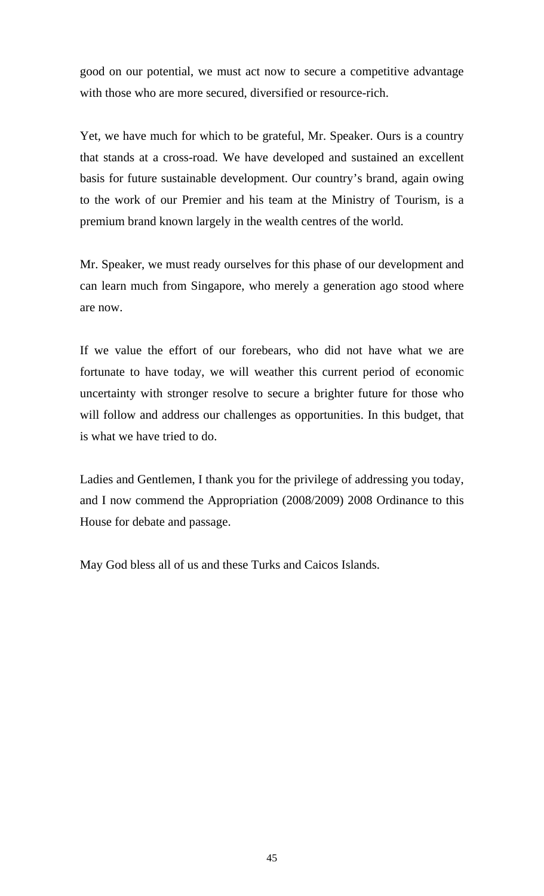good on our potential, we must act now to secure a competitive advantage with those who are more secured, diversified or resource-rich.

Yet, we have much for which to be grateful, Mr. Speaker. Ours is a country that stands at a cross-road. We have developed and sustained an excellent basis for future sustainable development. Our country's brand, again owing to the work of our Premier and his team at the Ministry of Tourism, is a premium brand known largely in the wealth centres of the world.

Mr. Speaker, we must ready ourselves for this phase of our development and can learn much from Singapore, who merely a generation ago stood where are now.

If we value the effort of our forebears, who did not have what we are fortunate to have today, we will weather this current period of economic uncertainty with stronger resolve to secure a brighter future for those who will follow and address our challenges as opportunities. In this budget, that is what we have tried to do.

Ladies and Gentlemen, I thank you for the privilege of addressing you today, and I now commend the Appropriation (2008/2009) 2008 Ordinance to this House for debate and passage.

May God bless all of us and these Turks and Caicos Islands.